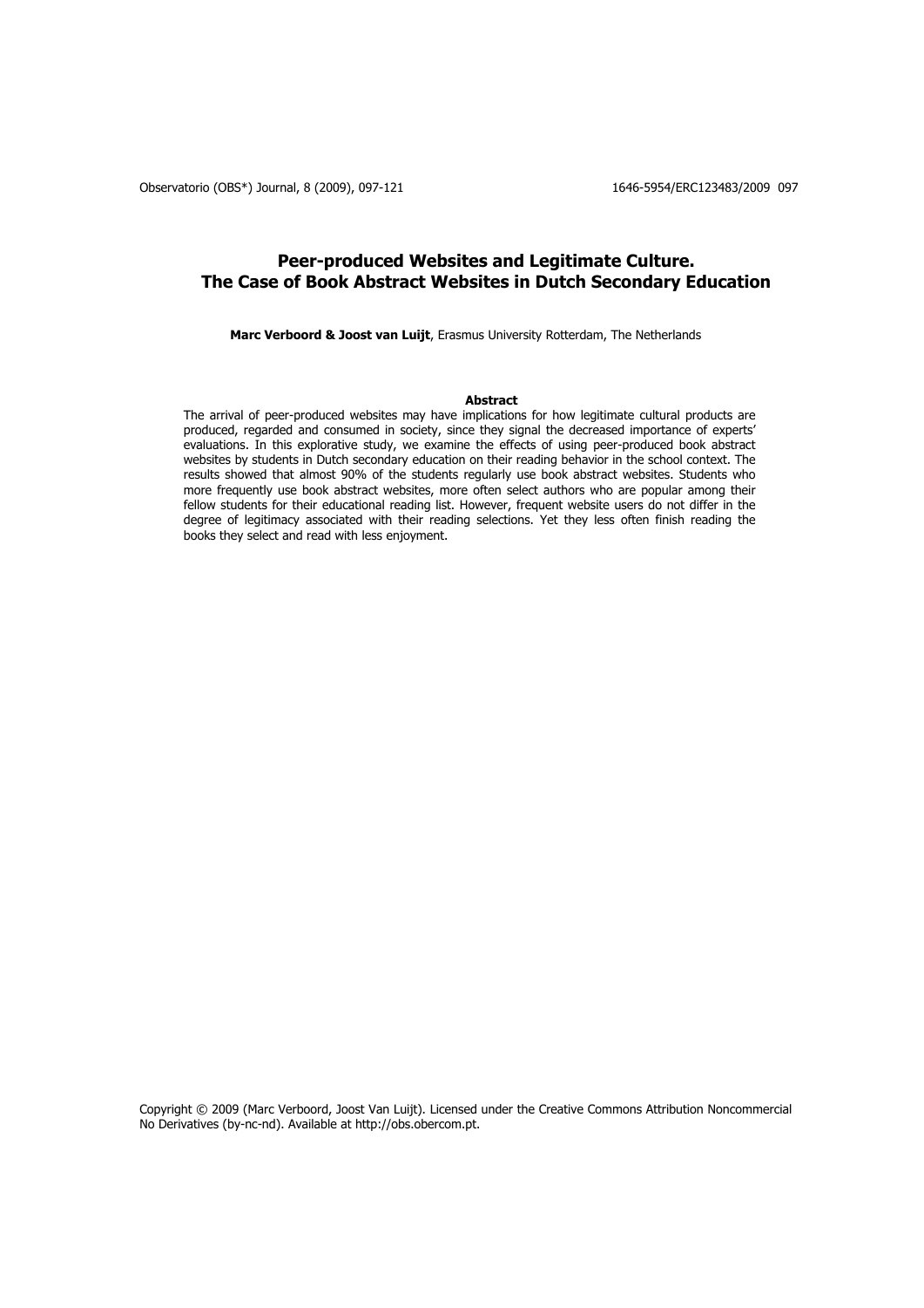# Peer-produced Websites and Legitimate Culture. The Case of Book Abstract Websites in Dutch Secondary Education

**Marc Verboord & Joost van Luijt**, Erasmus University Rotterdam, The Netherlands

### Abstract

The arrival of peer-produced websites may have implications for how legitimate cultural products are produced, regarded and consumed in society, since they signal the decreased importance of experts' evaluations. In this explorative study, we examine the effects of using peer-produced book abstract websites by students in Dutch secondary education on their reading behavior in the school context. The results showed that almost 90% of the students regularly use book abstract websites. Students who more frequently use book abstract websites, more often select authors who are popular among their fellow students for their educational reading list. However, frequent website users do not differ in the degree of legitimacy associated with their reading selections. Yet they less often finish reading the books they select and read with less enjoyment.

Copyright © 2009 (Marc Verboord, Joost Van Luijt). Licensed under the Creative Commons Attribution Noncommercial No Derivatives (by-nc-nd). Available at http://obs.obercom.pt.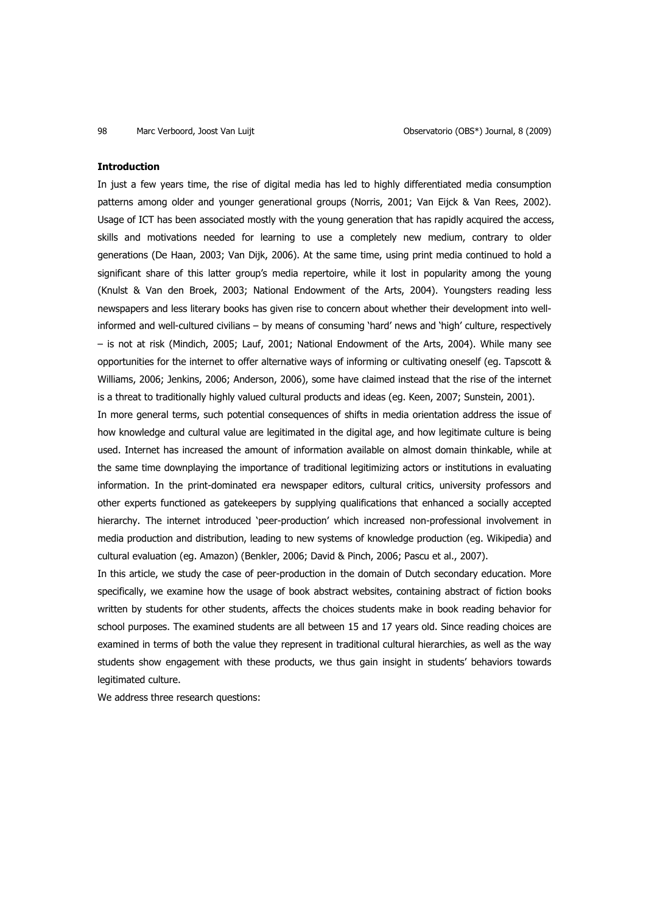**Introduction**

In just a few years time, the rise of digital media has led to highly differentiated media consumption patterns among older and younger generational groups (Norris, 2001; Van Eijck & Van Rees, 2002). Usage of ICT has been associated mostly with the young generation that has rapidly acquired the access, skills and motivations needed for learning to use a completely new medium, contrary to older generations (De Haan, 2003; Van Dijk, 2006). At the same time, using print media continued to hold a significant share of this latter group's media repertoire, while it lost in popularity among the young (Knulst & Van den Broek, 2003; National Endowment of the Arts, 2004). Youngsters reading less newspapers and less literary books has given rise to concern about whether their development into well-informed and well-cultured civilians – by means of consuming 'hard' news and 'high' culture, respectively – is not at risk (Mindich, 2005; Lauf, 2001; National Endowment of the Arts, 2004). While many see opportunities for the internet to offer alternative ways of informing or cultivating oneself (eg. Tapscott & Williams, 2006; Jenkins, 2006; Anderson, 2006), some have claimed instead that the rise of the internet is a threat to traditionally highly valued cultural products and ideas (eg. Keen, 2007; Sunstein, 2001).

In more general terms, such potential consequences of shifts in media orientation address the issue of how knowledge and cultural value are legitimated in the digital age, and how legitimate culture is being used. Internet has increased the amount of information available on almost domain thinkable, while at the same time downplaying the importance of traditional legitimizing actors or institutions in evaluating information. In the print-dominated era newspaper editors, cultural critics, university professors and other experts functioned as gatekeepers by supplying qualifications that enhanced a socially accepted hierarchy. The internet introduced 'peer-production' which increased non-professional involvement in media production and distribution, leading to new systems of knowledge production (eg. Wikipedia) and cultural evaluation (eg. Amazon) (Benkler, 2006; David & Pinch, 2006; Pascu et al., 2007).

In this article, we study the case of peer-production in the domain of Dutch secondary education. More specifically, we examine how the usage of book abstract websites, containing abstract of fiction books written by students for other students, affects the choices students make in book reading behavior for school purposes. The examined students are all between 15 and 17 years old. Since reading choices are examined in terms of both the value they represent in traditional cultural hierarchies, as well as the way students show engagement with these products, we thus gain insight in students' behaviors towards legitimated culture.

We address three research questions: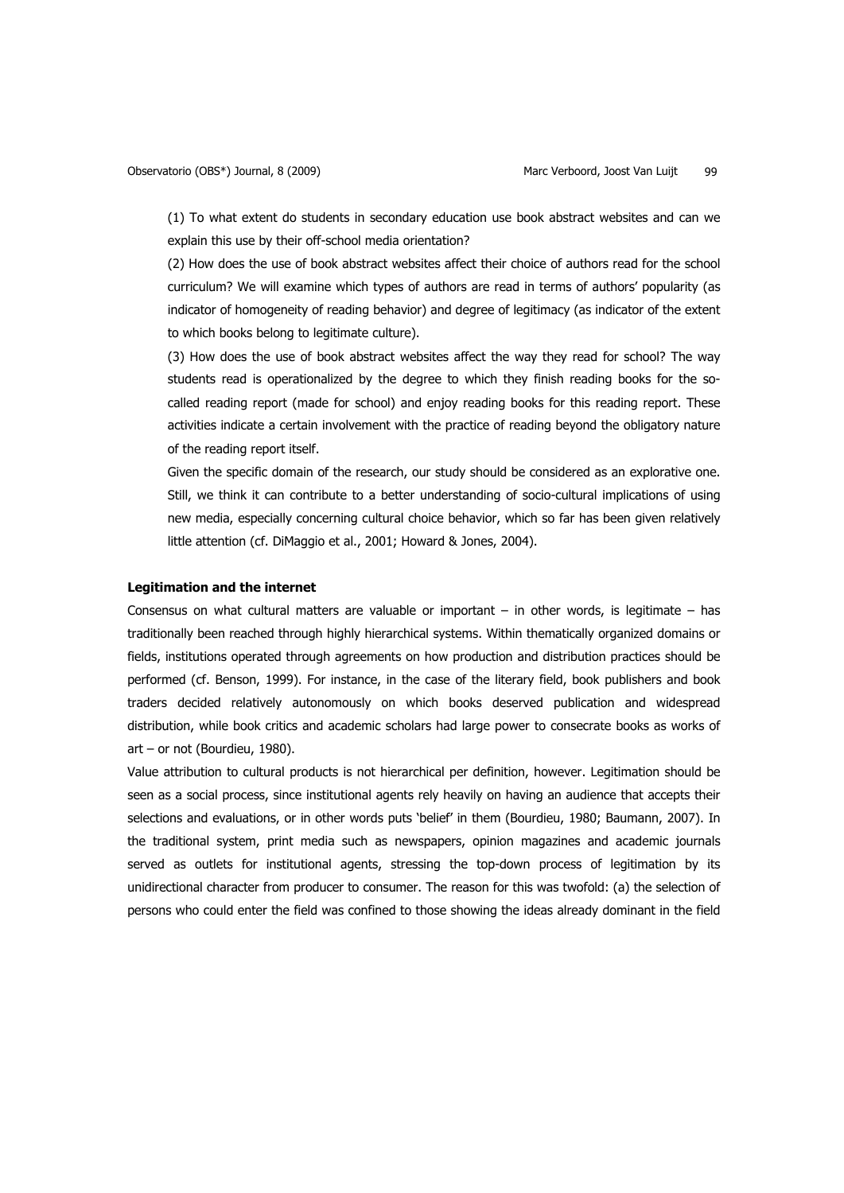(1) To what extent do students in secondary education use book abstract websites and can we explain this use by their off-school media orientation?

(2) How does the use of book abstract websites affect their choice of authors read for the school curriculum? We will examine which types of authors are read in terms of authors' popularity (as indicator of homogeneity of reading behavior) and degree of legitimacy (as indicator of the extent to which books belong to legitimate culture).

(3) How does the use of book abstract websites affect the way they read for school? The way students read is operationalized by the degree to which they finish reading books for the so-called reading report (made for school) and enjoy reading books for this reading report. These activities indicate a certain involvement with the practice of reading beyond the obligatory nature of the reading report itself.

Given the specific domain of the research, our study should be considered as an explorative one. Still, we think it can contribute to a better understanding of socio-cultural implications of using new media, especially concerning cultural choice behavior, which so far has been given relatively little attention (cf. DiMaggio et al., 2001; Howard & Jones, 2004).

**Legitimation and the internet**

Consensus on what cultural matters are valuable or important – in other words, is legitimate – has traditionally been reached through highly hierarchical systems. Within thematically organized domains or fields, institutions operated through agreements on how production and distribution practices should be performed (cf. Benson, 1999). For instance, in the case of the literary field, book publishers and book traders decided relatively autonomously on which books deserved publication and widespread distribution, while book critics and academic scholars had large power to consecrate books as works of art – or not (Bourdieu, 1980).

Value attribution to cultural products is not hierarchical per definition, however. Legitimation should be seen as a social process, since institutional agents rely heavily on having an audience that accepts their selections and evaluations, or in other words puts 'belief' in them (Bourdieu, 1980; Baumann, 2007). In the traditional system, print media such as newspapers, opinion magazines and academic journals served as outlets for institutional agents, stressing the top-down process of legitimation by its unidirectional character from producer to consumer. The reason for this was twofold: (a) the selection of persons who could enter the field was confined to those showing the ideas already dominant in the field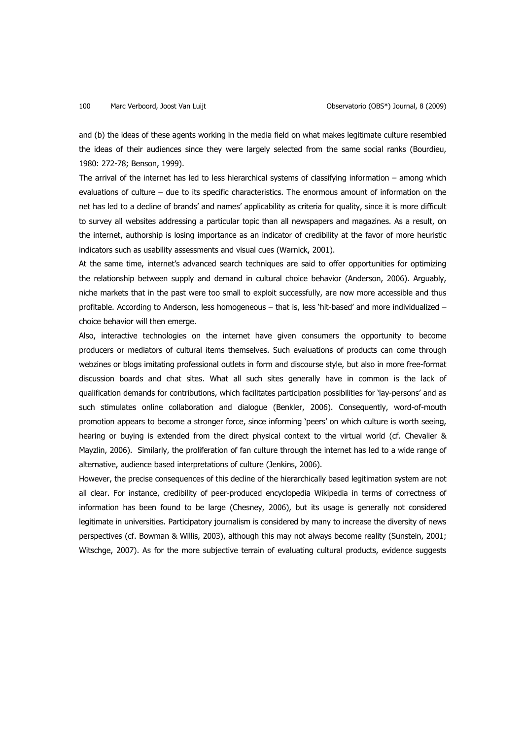and (b) the ideas of these agents working in the media field on what makes legitimate culture resembled the ideas of their audiences since they were largely selected from the same social ranks (Bourdieu, 1980: 272-78; Benson, 1999).

The arrival of the internet has led to less hierarchical systems of classifying information – among which evaluations of culture – due to its specific characteristics. The enormous amount of information on the net has led to a decline of brands' and names' applicability as criteria for quality, since it is more difficult to survey all websites addressing a particular topic than all newspapers and magazines. As a result, on the internet, authorship is losing importance as an indicator of credibility at the favor of more heuristic indicators such as usability assessments and visual cues (Warnick, 2001).

At the same time, internet's advanced search techniques are said to offer opportunities for optimizing the relationship between supply and demand in cultural choice behavior (Anderson, 2006). Arguably, niche markets that in the past were too small to exploit successfully, are now more accessible and thus profitable. According to Anderson, less homogeneous – that is, less 'hit-based' and more individualized – choice behavior will then emerge.

Also, interactive technologies on the internet have given consumers the opportunity to become producers or mediators of cultural items themselves. Such evaluations of products can come through webzines or blogs imitating professional outlets in form and discourse style, but also in more free-format discussion boards and chat sites. What all such sites generally have in common is the lack of qualification demands for contributions, which facilitates participation possibilities for 'lay-persons' and as such stimulates online collaboration and dialogue (Benkler, 2006). Consequently, word-of-mouth promotion appears to become a stronger force, since informing 'peers' on which culture is worth seeing, hearing or buying is extended from the direct physical context to the virtual world (cf. Chevalier & Mayzlin, 2006). Similarly, the proliferation of fan culture through the internet has led to a wide range of alternative, audience based interpretations of culture (Jenkins, 2006).

However, the precise consequences of this decline of the hierarchically based legitimation system are not all clear. For instance, credibility of peer-produced encyclopedia Wikipedia in terms of correctness of information has been found to be large (Chesney, 2006), but its usage is generally not considered legitimate in universities. Participatory journalism is considered by many to increase the diversity of news perspectives (cf. Bowman & Willis, 2003), although this may not always become reality (Sunstein, 2001; Witschge, 2007). As for the more subjective terrain of evaluating cultural products, evidence suggests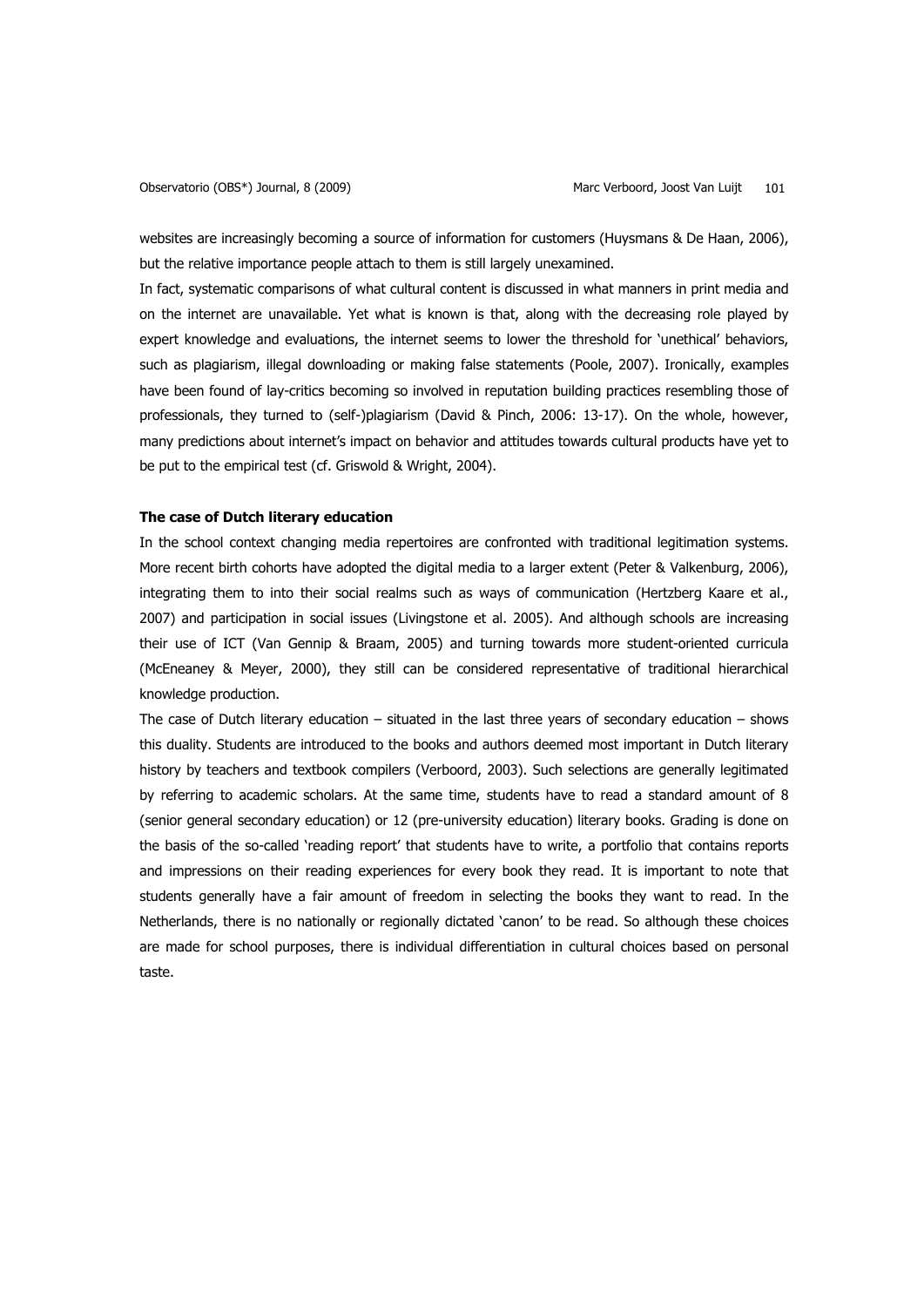websites are increasingly becoming a source of information for customers (Huysmans & De Haan, 2006), but the relative importance people attach to them is still largely unexamined.

In fact, systematic comparisons of what cultural content is discussed in what manners in print media and on the internet are unavailable. Yet what is known is that, along with the decreasing role played by expert knowledge and evaluations, the internet seems to lower the threshold for 'unethical' behaviors, such as plagiarism, illegal downloading or making false statements (Poole, 2007). Ironically, examples have been found of lay-critics becoming so involved in reputation building practices resembling those of professionals, they turned to (self-)plagiarism (David & Pinch, 2006: 13-17). On the whole, however, many predictions about internet's impact on behavior and attitudes towards cultural products have yet to be put to the empirical test (cf. Griswold & Wright, 2004).

**The case of Dutch literary education**

In the school context changing media repertoires are confronted with traditional legitimation systems. More recent birth cohorts have adopted the digital media to a larger extent (Peter & Valkenburg, 2006), integrating them to into their social realms such as ways of communication (Hertzberg Kaare et al., 2007) and participation in social issues (Livingstone et al. 2005). And although schools are increasing their use of ICT (Van Gennip & Braam, 2005) and turning towards more student-oriented curricula (McEneaney & Meyer, 2000), they still can be considered representative of traditional hierarchical knowledge production.

The case of Dutch literary education – situated in the last three years of secondary education – shows this duality. Students are introduced to the books and authors deemed most important in Dutch literary history by teachers and textbook compilers (Verboord, 2003). Such selections are generally legitimated by referring to academic scholars. At the same time, students have to read a standard amount of 8 (senior general secondary education) or 12 (pre-university education) literary books. Grading is done on the basis of the so-called 'reading report' that students have to write, a portfolio that contains reports and impressions on their reading experiences for every book they read. It is important to note that students generally have a fair amount of freedom in selecting the books they want to read. In the Netherlands, there is no nationally or regionally dictated 'canon' to be read. So although these choices are made for school purposes, there is individual differentiation in cultural choices based on personal taste.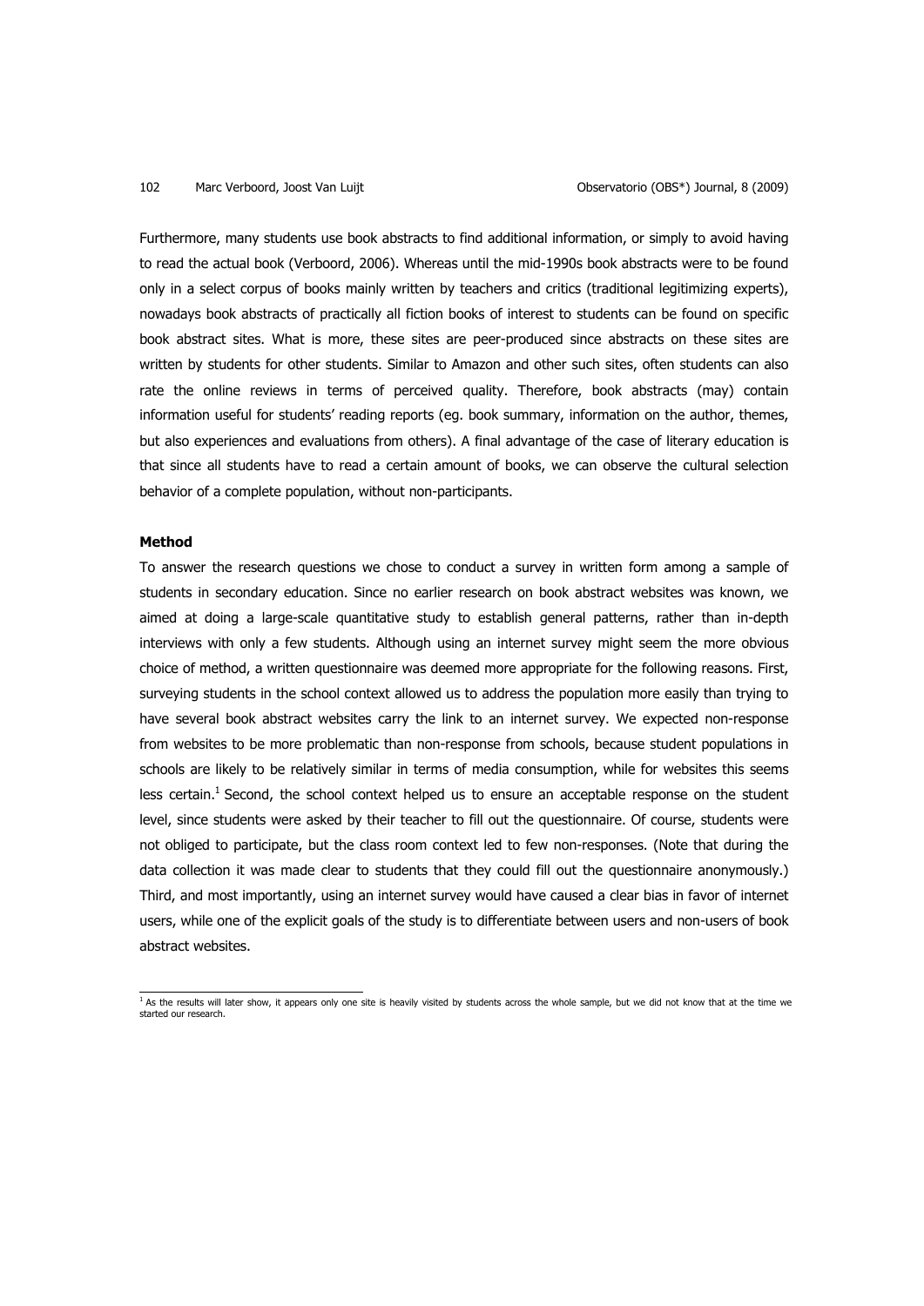Furthermore, many students use book abstracts to find additional information, or simply to avoid having to read the actual book (Verboord, 2006). Whereas until the mid-1990s book abstracts were to be found only in a select corpus of books mainly written by teachers and critics (traditional legitimizing experts), nowadays book abstracts of practically all fiction books of interest to students can be found on specific book abstract sites. What is more, these sites are peer-produced since abstracts on these sites are written by students for other students. Similar to Amazon and other such sites, often students can also rate the online reviews in terms of perceived quality. Therefore, book abstracts (may) contain information useful for students' reading reports (eg. book summary, information on the author, themes, but also experiences and evaluations from others). A final advantage of the case of literary education is that since all students have to read a certain amount of books, we can observe the cultural selection behavior of a complete population, without non-participants.

**Method**

To answer the research questions we chose to conduct a survey in written form among a sample of students in secondary education. Since no earlier research on book abstract websites was known, we aimed at doing a large-scale quantitative study to establish general patterns, rather than in-depth interviews with only a few students. Although using an internet survey might seem the more obvious choice of method, a written questionnaire was deemed more appropriate for the following reasons. First, surveying students in the school context allowed us to address the population more easily than trying to have several book abstract websites carry the link to an internet survey. We expected non-response from websites to be more problematic than non-response from schools, because student populations in schools are likely to be relatively similar in terms of media consumption, while for websites this seems less certain.[1] Second, the school context helped us to ensure an acceptable response on the student level, since students were asked by their teacher to fill out the questionnaire. Of course, students were not obliged to participate, but the class room context led to few non-responses. (Note that during the data collection it was made clear to students that they could fill out the questionnaire anonymously.) Third, and most importantly, using an internet survey would have caused a clear bias in favor of internet users, while one of the explicit goals of the study is to differentiate between users and non-users of book abstract websites.

[1] As the results will later show, it appears only one site is heavily visited by students across the whole sample, but we did not know that at the time we started our research.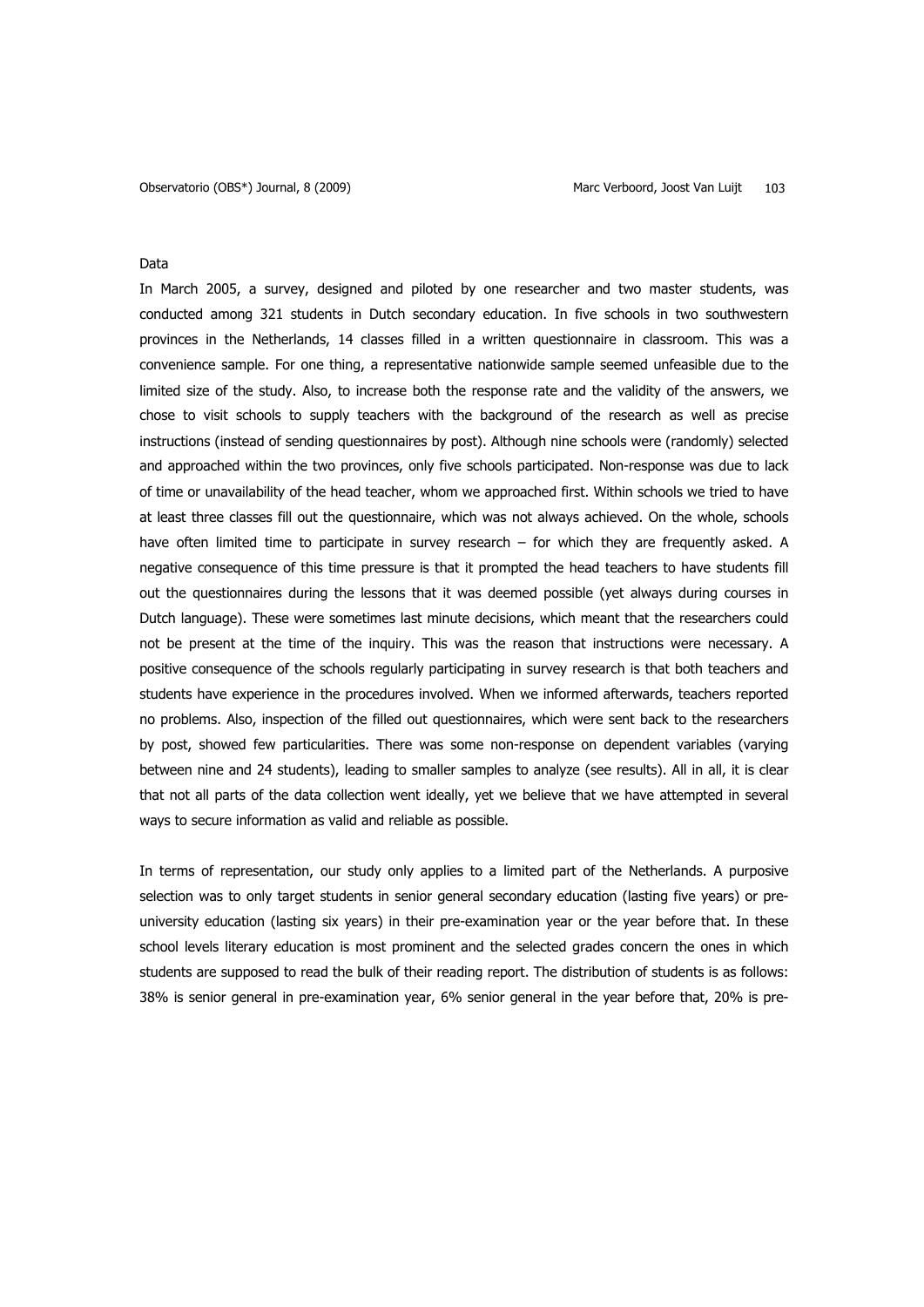## Data

In March 2005, a survey, designed and piloted by one researcher and two master students, was conducted among 321 students in Dutch secondary education. In five schools in two southwestern provinces in the Netherlands, 14 classes filled in a written questionnaire in classroom. This was a convenience sample. For one thing, a representative nationwide sample seemed unfeasible due to the limited size of the study. Also, to increase both the response rate and the validity of the answers, we chose to visit schools to supply teachers with the background of the research as well as precise instructions (instead of sending questionnaires by post). Although nine schools were (randomly) selected and approached within the two provinces, only five schools participated. Non-response was due to lack of time or unavailability of the head teacher, whom we approached first. Within schools we tried to have at least three classes fill out the questionnaire, which was not always achieved. On the whole, schools have often limited time to participate in survey research – for which they are frequently asked. A negative consequence of this time pressure is that it prompted the head teachers to have students fill out the questionnaires during the lessons that it was deemed possible (yet always during courses in Dutch language). These were sometimes last minute decisions, which meant that the researchers could not be present at the time of the inquiry. This was the reason that instructions were necessary. A positive consequence of the schools regularly participating in survey research is that both teachers and students have experience in the procedures involved. When we informed afterwards, teachers reported no problems. Also, inspection of the filled out questionnaires, which were sent back to the researchers by post, showed few particularities. There was some non-response on dependent variables (varying between nine and 24 students), leading to smaller samples to analyze (see results). All in all, it is clear that not all parts of the data collection went ideally, yet we believe that we have attempted in several ways to secure information as valid and reliable as possible.

In terms of representation, our study only applies to a limited part of the Netherlands. A purposive selection was to only target students in senior general secondary education (lasting five years) or pre-university education (lasting six years) in their pre-examination year or the year before that. In these school levels literary education is most prominent and the selected grades concern the ones in which students are supposed to read the bulk of their reading report. The distribution of students is as follows: 38% is senior general in pre-examination year, 6% senior general in the year before that, 20% is pre-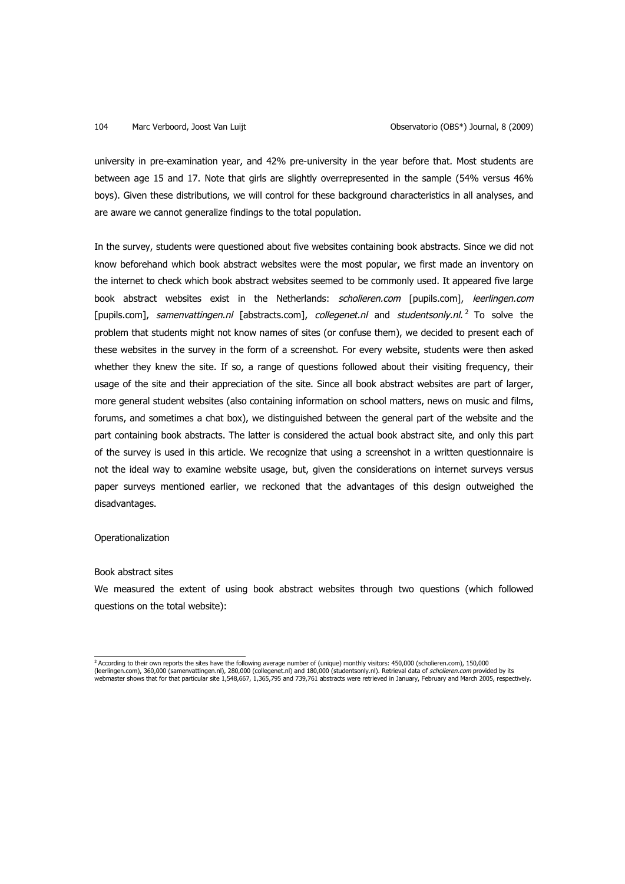university in pre-examination year, and 42% pre-university in the year before that. Most students are between age 15 and 17. Note that girls are slightly overrepresented in the sample (54% versus 46% boys). Given these distributions, we will control for these background characteristics in all analyses, and are aware we cannot generalize findings to the total population.

In the survey, students were questioned about five websites containing book abstracts. Since we did not know beforehand which book abstract websites were the most popular, we first made an inventory on the internet to check which book abstract websites seemed to be commonly used. It appeared five large book abstract websites exist in the Netherlands: *scholieren.com* [pupils.com], *leerlingen.com* [pupils.com], *samenvattingen.nl* [abstracts.com], *collegenet.nl* and *studentsonly.nl.*[2] To solve the problem that students might not know names of sites (or confuse them), we decided to present each of these websites in the survey in the form of a screenshot. For every website, students were then asked whether they knew the site. If so, a range of questions followed about their visiting frequency, their usage of the site and their appreciation of the site. Since all book abstract websites are part of larger, more general student websites (also containing information on school matters, news on music and films, forums, and sometimes a chat box), we distinguished between the general part of the website and the part containing book abstracts. The latter is considered the actual book abstract site, and only this part of the survey is used in this article. We recognize that using a screenshot in a written questionnaire is not the ideal way to examine website usage, but, given the considerations on internet surveys versus paper surveys mentioned earlier, we reckoned that the advantages of this design outweighed the disadvantages.

### Operationalization

#### Book abstract sites

We measured the extent of using book abstract websites through two questions (which followed questions on the total website):

---

[2] According to their own reports the sites have the following average number of (unique) monthly visitors: 450,000 (scholieren.com), 150,000 (leerlingen.com), 360,000 (samenvattingen.nl), 280,000 (collegenet.nl) and 180,000 (studentsonly.nl). Retrieval data of *scholieren.com* provided by its webmaster shows that for that particular site 1,548,667, 1,365,795 and 739,761 abstracts were retrieved in January, February and March 2005, respectively.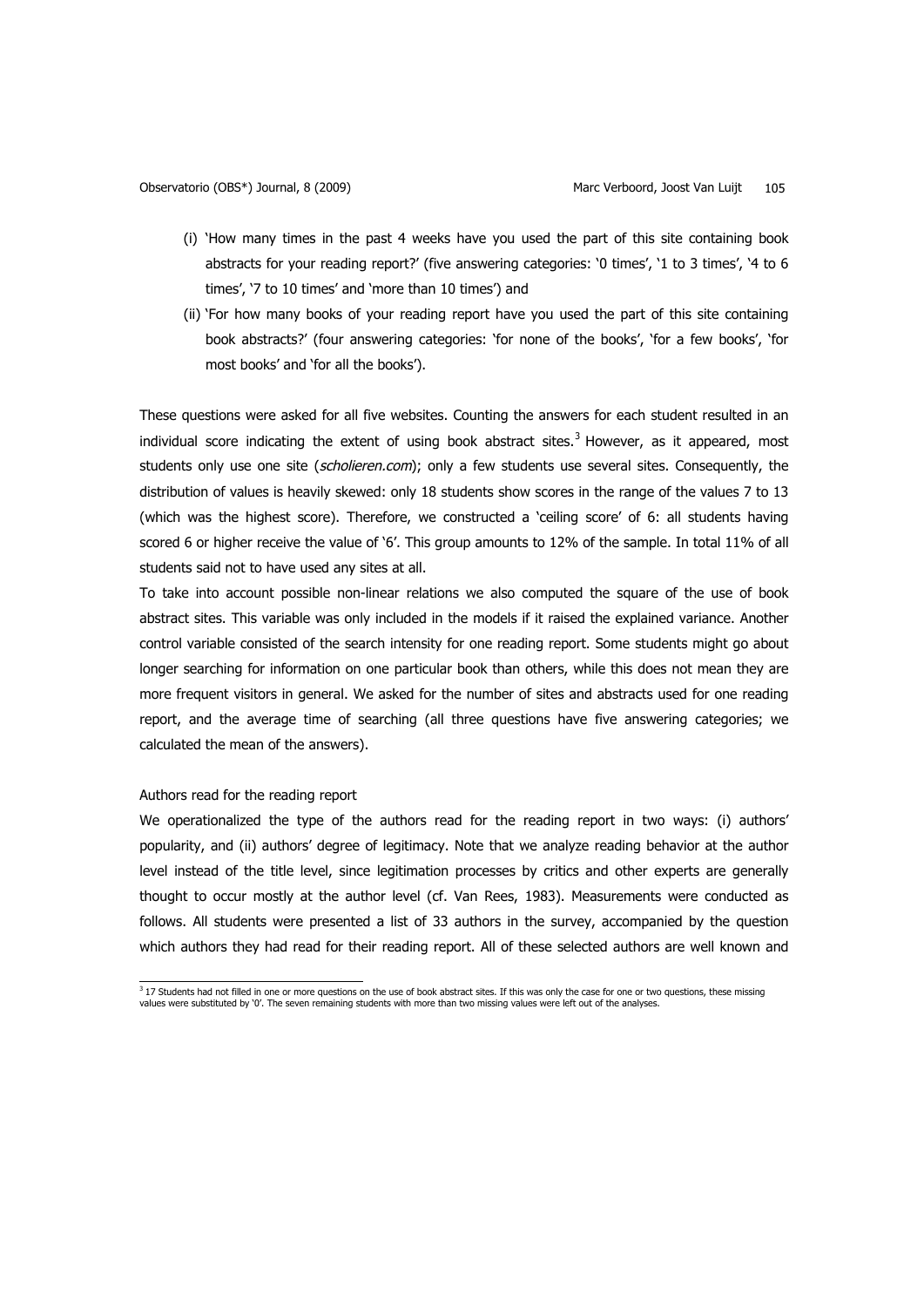(i) 'How many times in the past 4 weeks have you used the part of this site containing book abstracts for your reading report?' (five answering categories: '0 times', '1 to 3 times', '4 to 6 times', '7 to 10 times' and 'more than 10 times') and

(ii) 'For how many books of your reading report have you used the part of this site containing book abstracts?' (four answering categories: 'for none of the books', 'for a few books', 'for most books' and 'for all the books').

These questions were asked for all five websites. Counting the answers for each student resulted in an individual score indicating the extent of using book abstract sites.[3] However, as it appeared, most students only use one site (*scholieren.com*); only a few students use several sites. Consequently, the distribution of values is heavily skewed: only 18 students show scores in the range of the values 7 to 13 (which was the highest score). Therefore, we constructed a 'ceiling score' of 6: all students having scored 6 or higher receive the value of '6'. This group amounts to 12% of the sample. In total 11% of all students said not to have used any sites at all.

To take into account possible non-linear relations we also computed the square of the use of book abstract sites. This variable was only included in the models if it raised the explained variance. Another control variable consisted of the search intensity for one reading report. Some students might go about longer searching for information on one particular book than others, while this does not mean they are more frequent visitors in general. We asked for the number of sites and abstracts used for one reading report, and the average time of searching (all three questions have five answering categories; we calculated the mean of the answers).

Authors read for the reading report

We operationalized the type of the authors read for the reading report in two ways: (i) authors' popularity, and (ii) authors' degree of legitimacy. Note that we analyze reading behavior at the author level instead of the title level, since legitimation processes by critics and other experts are generally thought to occur mostly at the author level (cf. Van Rees, 1983). Measurements were conducted as follows. All students were presented a list of 33 authors in the survey, accompanied by the question which authors they had read for their reading report. All of these selected authors are well known and

[3] 17 Students had not filled in one or more questions on the use of book abstract sites. If this was only the case for one or two questions, these missing values were substituted by '0'. The seven remaining students with more than two missing values were left out of the analyses.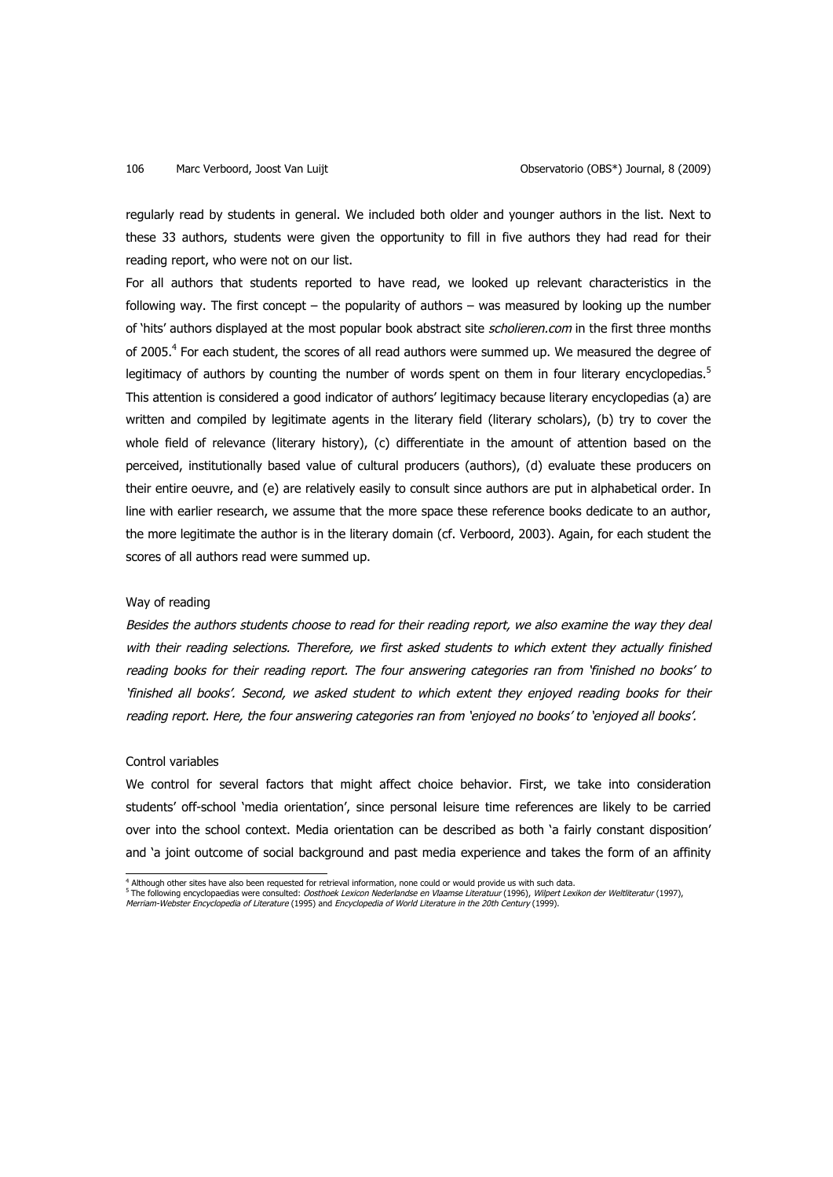regularly read by students in general. We included both older and younger authors in the list. Next to these 33 authors, students were given the opportunity to fill in five authors they had read for their reading report, who were not on our list.

For all authors that students reported to have read, we looked up relevant characteristics in the following way. The first concept – the popularity of authors – was measured by looking up the number of 'hits' authors displayed at the most popular book abstract site *scholieren.com* in the first three months of 2005.[4] For each student, the scores of all read authors were summed up. We measured the degree of legitimacy of authors by counting the number of words spent on them in four literary encyclopedias.[5] This attention is considered a good indicator of authors' legitimacy because literary encyclopedias (a) are written and compiled by legitimate agents in the literary field (literary scholars), (b) try to cover the whole field of relevance (literary history), (c) differentiate in the amount of attention based on the perceived, institutionally based value of cultural producers (authors), (d) evaluate these producers on their entire oeuvre, and (e) are relatively easily to consult since authors are put in alphabetical order. In line with earlier research, we assume that the more space these reference books dedicate to an author, the more legitimate the author is in the literary domain (cf. Verboord, 2003). Again, for each student the scores of all authors read were summed up.

### Way of reading

*Besides the authors students choose to read for their reading report, we also examine the way they deal with their reading selections. Therefore, we first asked students to which extent they actually finished reading books for their reading report. The four answering categories ran from 'finished no books' to 'finished all books'. Second, we asked student to which extent they enjoyed reading books for their reading report. Here, the four answering categories ran from 'enjoyed no books' to 'enjoyed all books'.*

### Control variables

We control for several factors that might affect choice behavior. First, we take into consideration students' off-school 'media orientation', since personal leisure time references are likely to be carried over into the school context. Media orientation can be described as both 'a fairly constant disposition' and 'a joint outcome of social background and past media experience and takes the form of an affinity

---

[4] Although other sites have also been requested for retrieval information, none could or would provide us with such data.

[5] The following encyclopaedias were consulted: *Oosthoek Lexicon Nederlandse en Vlaamse Literatuur* (1996), *Wilpert Lexikon der Weltliteratur* (1997), *Merriam-Webster Encyclopedia of Literature* (1995) and *Encyclopedia of World Literature in the 20th Century* (1999).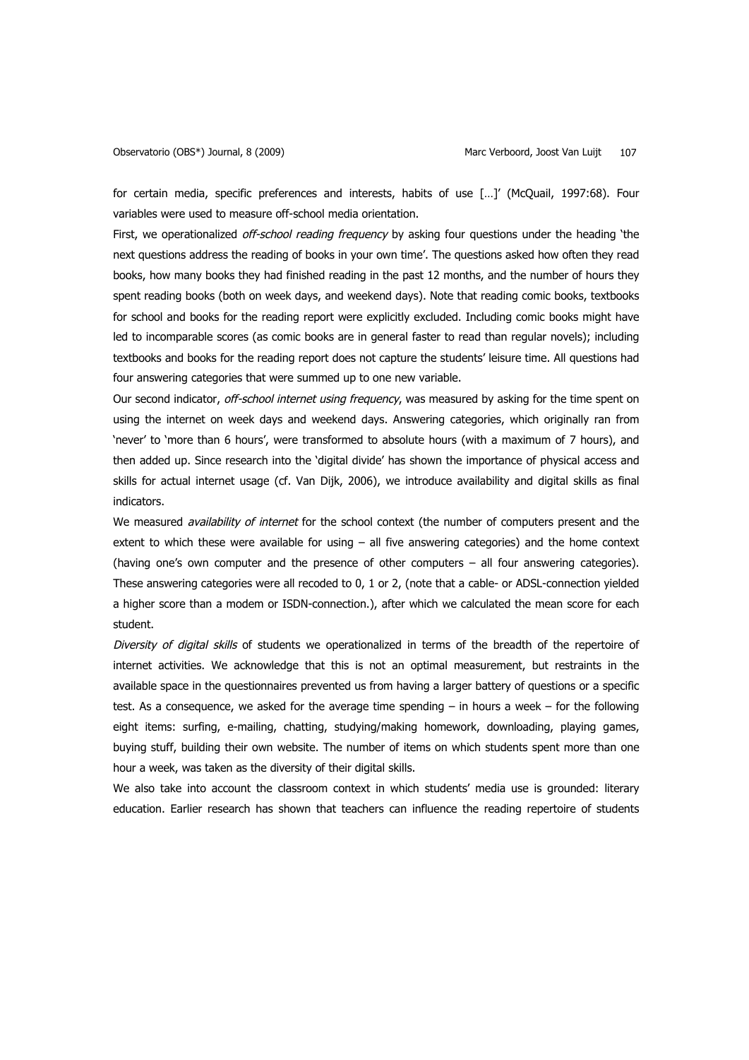for certain media, specific preferences and interests, habits of use […]' (McQuail, 1997:68). Four variables were used to measure off-school media orientation.

First, we operationalized *off-school reading frequency* by asking four questions under the heading 'the next questions address the reading of books in your own time'. The questions asked how often they read books, how many books they had finished reading in the past 12 months, and the number of hours they spent reading books (both on week days, and weekend days). Note that reading comic books, textbooks for school and books for the reading report were explicitly excluded. Including comic books might have led to incomparable scores (as comic books are in general faster to read than regular novels); including textbooks and books for the reading report does not capture the students' leisure time. All questions had four answering categories that were summed up to one new variable.

Our second indicator, *off-school internet using frequency*, was measured by asking for the time spent on using the internet on week days and weekend days. Answering categories, which originally ran from 'never' to 'more than 6 hours', were transformed to absolute hours (with a maximum of 7 hours), and then added up. Since research into the 'digital divide' has shown the importance of physical access and skills for actual internet usage (cf. Van Dijk, 2006), we introduce availability and digital skills as final indicators.

We measured *availability of internet* for the school context (the number of computers present and the extent to which these were available for using – all five answering categories) and the home context (having one's own computer and the presence of other computers – all four answering categories). These answering categories were all recoded to 0, 1 or 2, (note that a cable- or ADSL-connection yielded a higher score than a modem or ISDN-connection.), after which we calculated the mean score for each student.

*Diversity of digital skills* of students we operationalized in terms of the breadth of the repertoire of internet activities. We acknowledge that this is not an optimal measurement, but restraints in the available space in the questionnaires prevented us from having a larger battery of questions or a specific test. As a consequence, we asked for the average time spending – in hours a week – for the following eight items: surfing, e-mailing, chatting, studying/making homework, downloading, playing games, buying stuff, building their own website. The number of items on which students spent more than one hour a week, was taken as the diversity of their digital skills.

We also take into account the classroom context in which students' media use is grounded: literary education. Earlier research has shown that teachers can influence the reading repertoire of students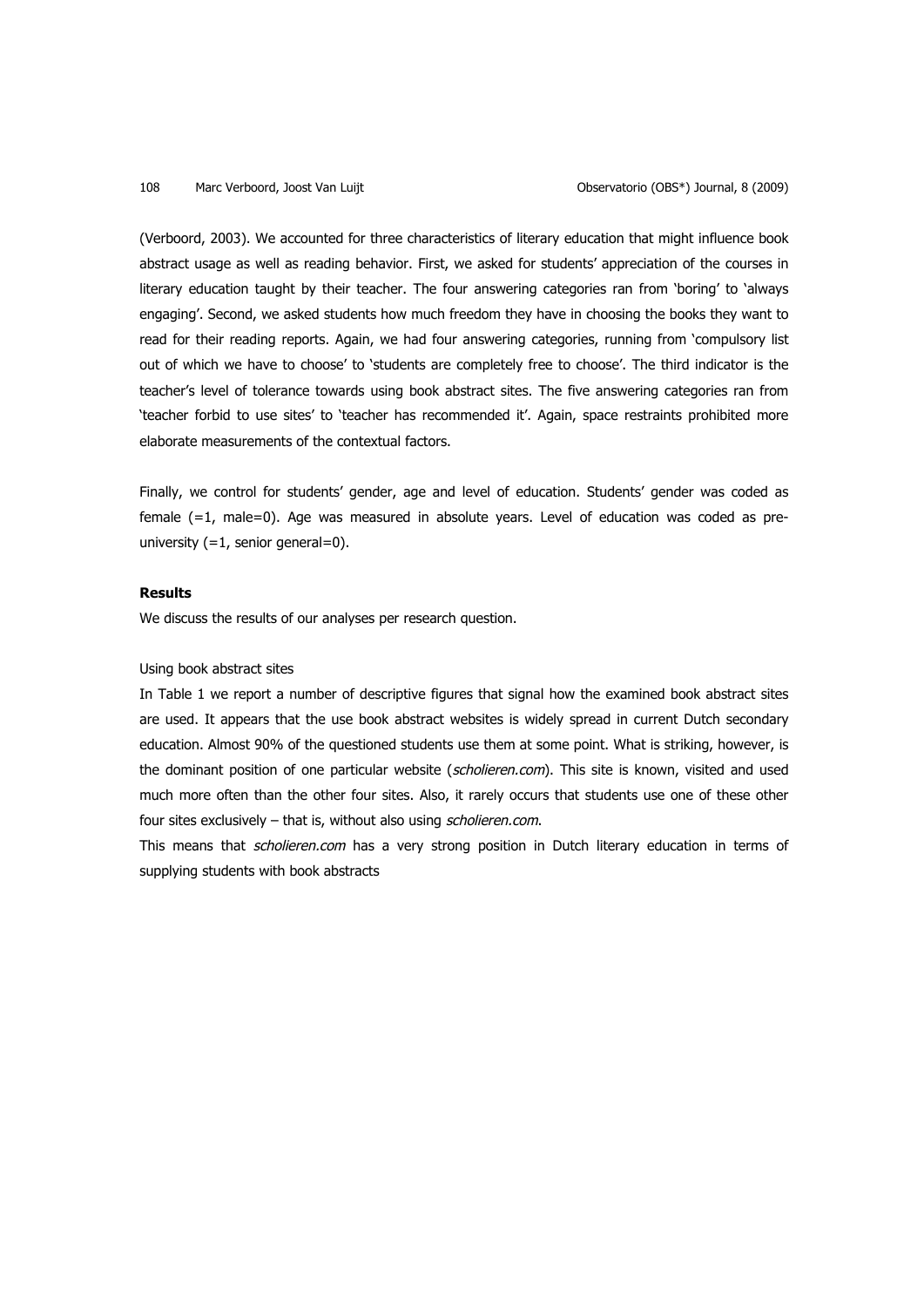(Verboord, 2003). We accounted for three characteristics of literary education that might influence book abstract usage as well as reading behavior. First, we asked for students' appreciation of the courses in literary education taught by their teacher. The four answering categories ran from 'boring' to 'always engaging'. Second, we asked students how much freedom they have in choosing the books they want to read for their reading reports. Again, we had four answering categories, running from 'compulsory list out of which we have to choose' to 'students are completely free to choose'. The third indicator is the teacher's level of tolerance towards using book abstract sites. The five answering categories ran from 'teacher forbid to use sites' to 'teacher has recommended it'. Again, space restraints prohibited more elaborate measurements of the contextual factors.

Finally, we control for students' gender, age and level of education. Students' gender was coded as female (=1, male=0). Age was measured in absolute years. Level of education was coded as pre-university (=1, senior general=0).

**Results**

We discuss the results of our analyses per research question.

Using book abstract sites

In Table 1 we report a number of descriptive figures that signal how the examined book abstract sites are used. It appears that the use book abstract websites is widely spread in current Dutch secondary education. Almost 90% of the questioned students use them at some point. What is striking, however, is the dominant position of one particular website (*scholieren.com*). This site is known, visited and used much more often than the other four sites. Also, it rarely occurs that students use one of these other four sites exclusively – that is, without also using *scholieren.com*.

This means that *scholieren.com* has a very strong position in Dutch literary education in terms of supplying students with book abstracts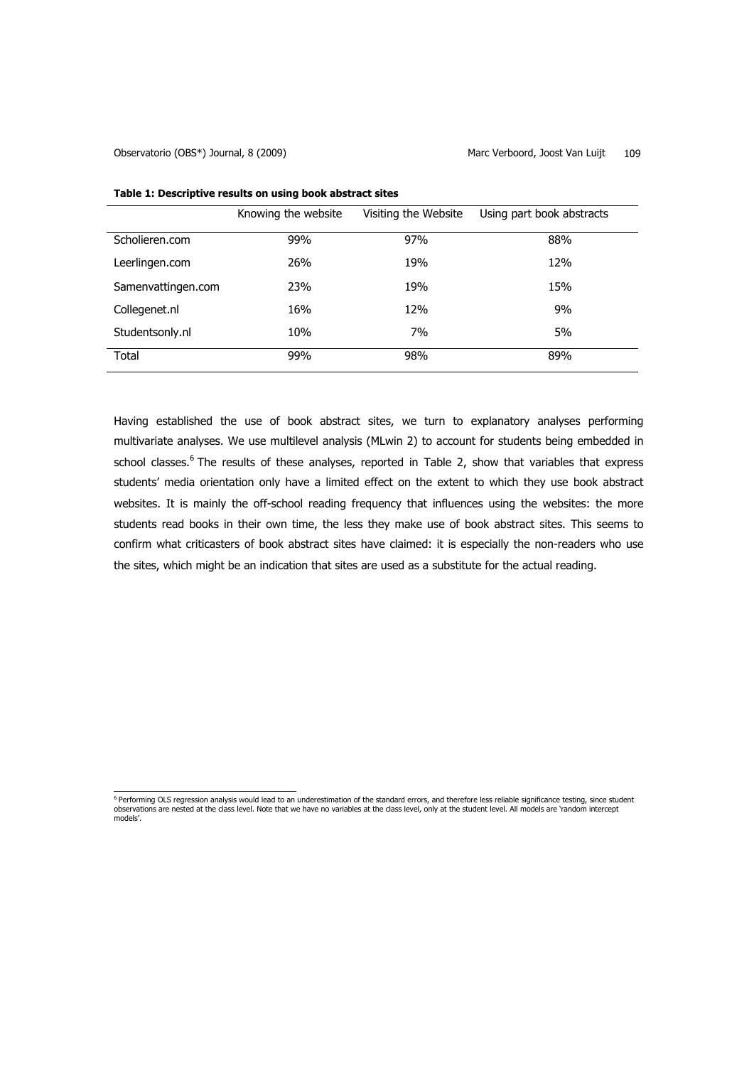**Table 1: Descriptive results on using book abstract sites**

| | Knowing the website | Visiting the Website | Using part book abstracts |
|---|---|---|---|
| Scholieren.com | 99% | 97% | 88% |
| Leerlingen.com | 26% | 19% | 12% |
| Samenvattingen.com | 23% | 19% | 15% |
| Collegenet.nl | 16% | 12% | 9% |
| Studentsonly.nl | 10% | 7% | 5% |
| Total | 99% | 98% | 89% |

Having established the use of book abstract sites, we turn to explanatory analyses performing multivariate analyses. We use multilevel analysis (MLwin 2) to account for students being embedded in school classes.[6] The results of these analyses, reported in Table 2, show that variables that express students' media orientation only have a limited effect on the extent to which they use book abstract websites. It is mainly the off-school reading frequency that influences using the websites: the more students read books in their own time, the less they make use of book abstract sites. This seems to confirm what criticasters of book abstract sites have claimed: it is especially the non-readers who use the sites, which might be an indication that sites are used as a substitute for the actual reading.

[6] Performing OLS regression analysis would lead to an underestimation of the standard errors, and therefore less reliable significance testing, since student observations are nested at the class level. Note that we have no variables at the class level, only at the student level. All models are 'random intercept models'.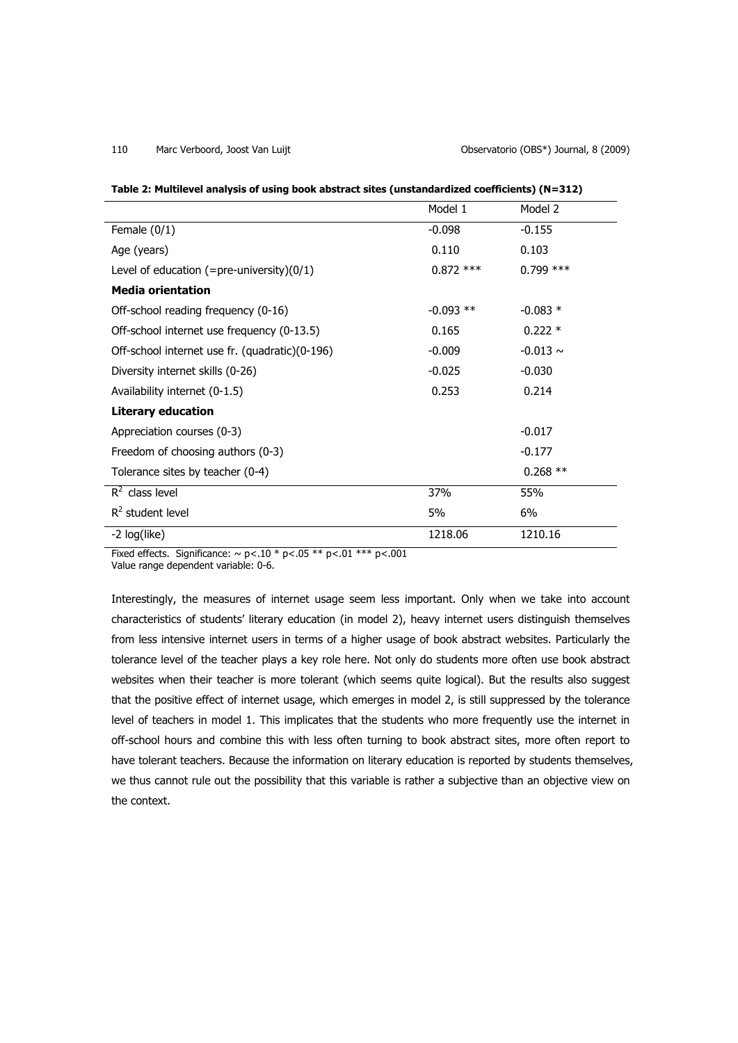**Table 2: Multilevel analysis of using book abstract sites (unstandardized coefficients) (N=312)**

| | Model 1 | Model 2 |
|---|---|---|
| Female (0/1) | -0.098 | -0.155 |
| Age (years) | 0.110 | 0.103 |
| Level of education (=pre-university)(0/1) | 0.872 *** | 0.799 *** |
| **Media orientation** | | |
| Off-school reading frequency (0-16) | -0.093 ** | -0.083 * |
| Off-school internet use frequency (0-13.5) | 0.165 | 0.222 * |
| Off-school internet use fr. (quadratic)(0-196) | -0.009 | -0.013 ~ |
| Diversity internet skills (0-26) | -0.025 | -0.030 |
| Availability internet (0-1.5) | 0.253 | 0.214 |
| **Literary education** | | |
| Appreciation courses (0-3) | | -0.017 |
| Freedom of choosing authors (0-3) | | -0.177 |
| Tolerance sites by teacher (0-4) | | 0.268 ** |
| $R^2$ class level | 37% | 55% |
| $R^2$ student level | 5% | 6% |
| -2 log(like) | 1218.06 | 1210.16 |

Fixed effects. Significance: ~ p<.10 * p<.05 ** p<.01 *** p<.001
Value range dependent variable: 0-6.

Interestingly, the measures of internet usage seem less important. Only when we take into account characteristics of students' literary education (in model 2), heavy internet users distinguish themselves from less intensive internet users in terms of a higher usage of book abstract websites. Particularly the tolerance level of the teacher plays a key role here. Not only do students more often use book abstract websites when their teacher is more tolerant (which seems quite logical). But the results also suggest that the positive effect of internet usage, which emerges in model 2, is still suppressed by the tolerance level of teachers in model 1. This implicates that the students who more frequently use the internet in off-school hours and combine this with less often turning to book abstract sites, more often report to have tolerant teachers. Because the information on literary education is reported by students themselves, we thus cannot rule out the possibility that this variable is rather a subjective than an objective view on the context.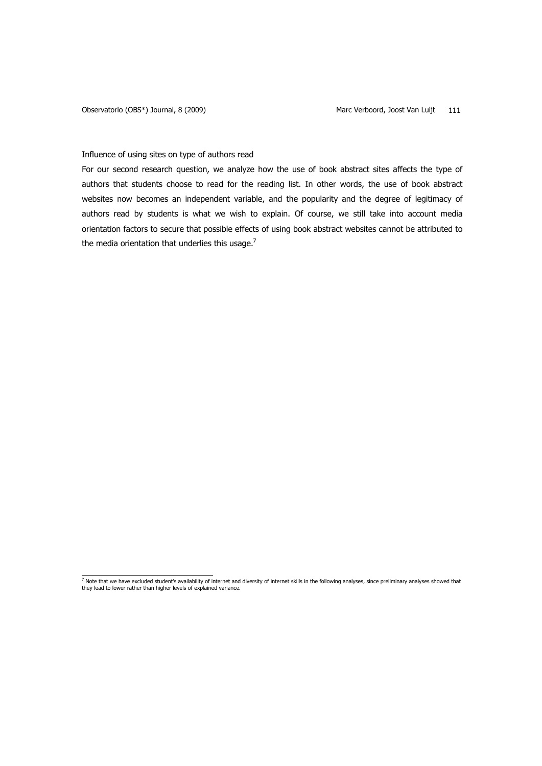### Influence of using sites on type of authors read

For our second research question, we analyze how the use of book abstract sites affects the type of authors that students choose to read for the reading list. In other words, the use of book abstract websites now becomes an independent variable, and the popularity and the degree of legitimacy of authors read by students is what we wish to explain. Of course, we still take into account media orientation factors to secure that possible effects of using book abstract websites cannot be attributed to the media orientation that underlies this usage.[7]

[7] Note that we have excluded student's availability of internet and diversity of internet skills in the following analyses, since preliminary analyses showed that they lead to lower rather than higher levels of explained variance.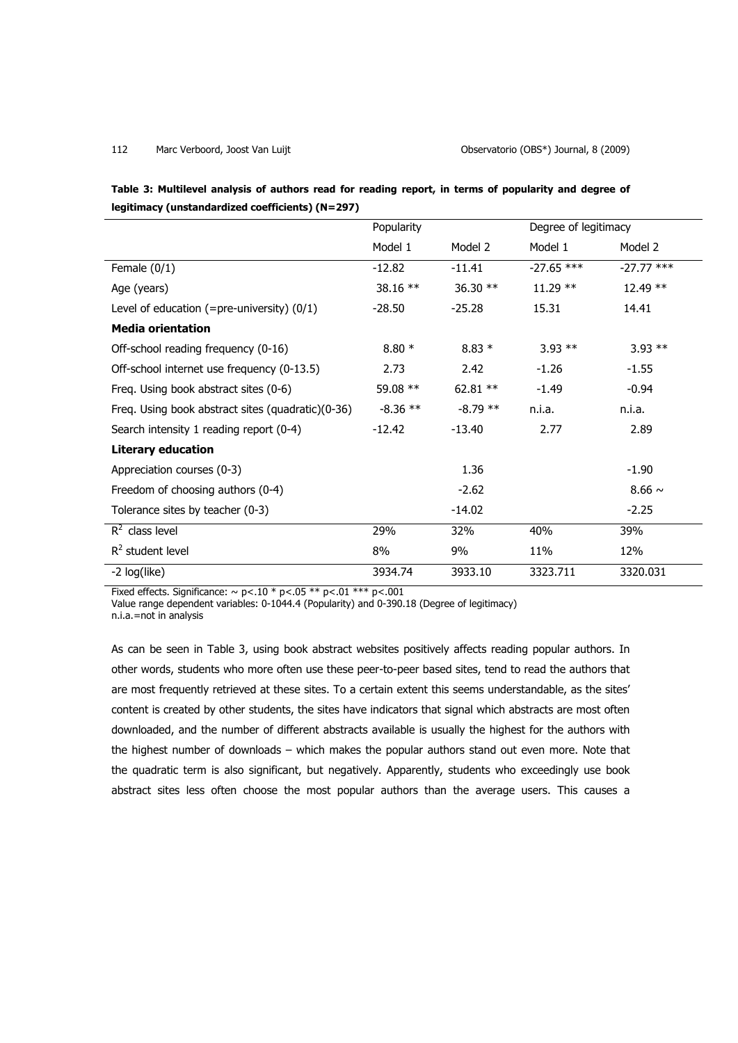**Table 3: Multilevel analysis of authors read for reading report, in terms of popularity and degree of legitimacy (unstandardized coefficients) (N=297)**

| | Popularity | | Degree of legitimacy | |
|---|---|---|---|---|
| | Model 1 | Model 2 | Model 1 | Model 2 |
| Female (0/1) | -12.82 | -11.41 | -27.65 *** | -27.77 *** |
| Age (years) | 38.16 ** | 36.30 ** | 11.29 ** | 12.49 ** |
| Level of education (=pre-university) (0/1) | -28.50 | -25.28 | 15.31 | 14.41 |
| **Media orientation** | | | | |
| Off-school reading frequency (0-16) | 8.80 * | 8.83 * | 3.93 ** | 3.93 ** |
| Off-school internet use frequency (0-13.5) | 2.73 | 2.42 | -1.26 | -1.55 |
| Freq. Using book abstract sites (0-6) | 59.08 ** | 62.81 ** | -1.49 | -0.94 |
| Freq. Using book abstract sites (quadratic)(0-36) | -8.36 ** | -8.79 ** | n.i.a. | n.i.a. |
| Search intensity 1 reading report (0-4) | -12.42 | -13.40 | 2.77 | 2.89 |
| **Literary education** | | | | |
| Appreciation courses (0-3) | | 1.36 | | -1.90 |
| Freedom of choosing authors (0-4) | | -2.62 | | 8.66 ~ |
| Tolerance sites by teacher (0-3) | | -14.02 | | -2.25 |
| $R^2$ class level | 29% | 32% | 40% | 39% |
| $R^2$ student level | 8% | 9% | 11% | 12% |
| -2 log(like) | 3934.74 | 3933.10 | 3323.711 | 3320.031 |

Fixed effects. Significance: ~ $p<.10$ * $p<.05$ ** $p<.01$ *** $p<.001$
Value range dependent variables: 0-1044.4 (Popularity) and 0-390.18 (Degree of legitimacy)
n.i.a.=not in analysis

As can be seen in Table 3, using book abstract websites positively affects reading popular authors. In other words, students who more often use these peer-to-peer based sites, tend to read the authors that are most frequently retrieved at these sites. To a certain extent this seems understandable, as the sites' content is created by other students, the sites have indicators that signal which abstracts are most often downloaded, and the number of different abstracts available is usually the highest for the authors with the highest number of downloads – which makes the popular authors stand out even more. Note that the quadratic term is also significant, but negatively. Apparently, students who exceedingly use book abstract sites less often choose the most popular authors than the average users. This causes a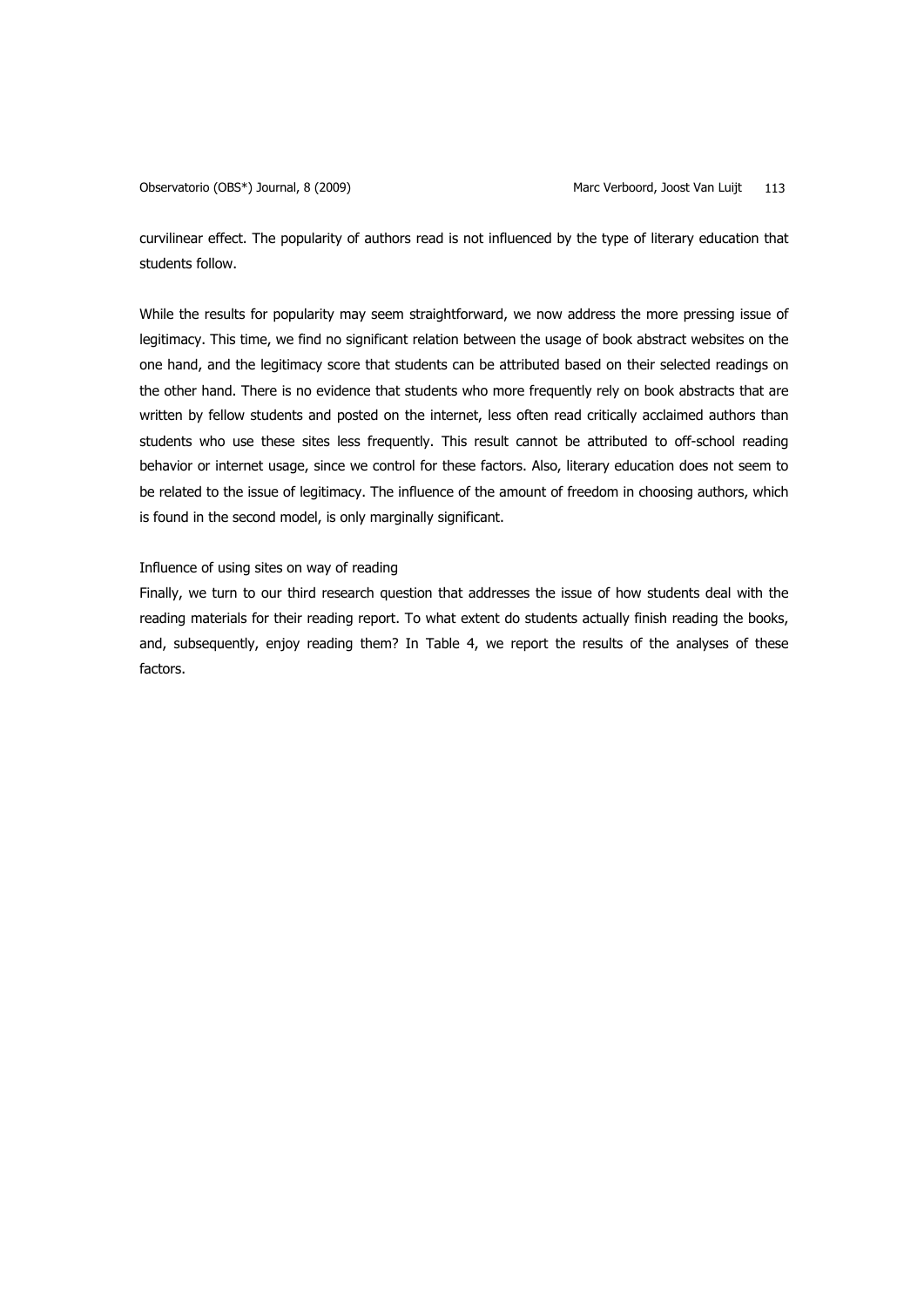curvilinear effect. The popularity of authors read is not influenced by the type of literary education that students follow.

While the results for popularity may seem straightforward, we now address the more pressing issue of legitimacy. This time, we find no significant relation between the usage of book abstract websites on the one hand, and the legitimacy score that students can be attributed based on their selected readings on the other hand. There is no evidence that students who more frequently rely on book abstracts that are written by fellow students and posted on the internet, less often read critically acclaimed authors than students who use these sites less frequently. This result cannot be attributed to off-school reading behavior or internet usage, since we control for these factors. Also, literary education does not seem to be related to the issue of legitimacy. The influence of the amount of freedom in choosing authors, which is found in the second model, is only marginally significant.

Influence of using sites on way of reading

Finally, we turn to our third research question that addresses the issue of how students deal with the reading materials for their reading report. To what extent do students actually finish reading the books, and, subsequently, enjoy reading them? In Table 4, we report the results of the analyses of these factors.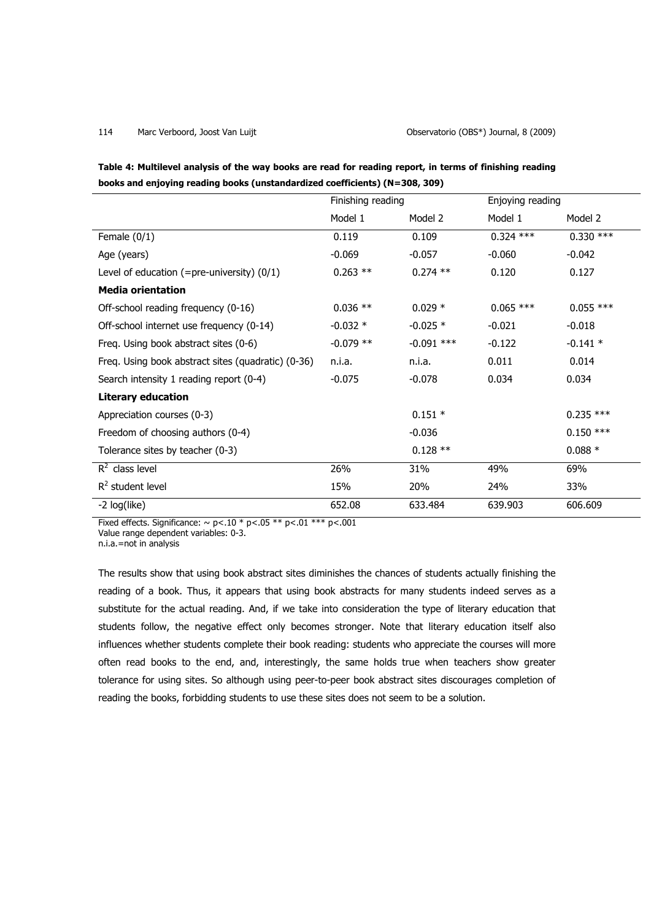**Table 4: Multilevel analysis of the way books are read for reading report, in terms of finishing reading books and enjoying reading books (unstandardized coefficients) (N=308, 309)**

| | Finishing reading | | Enjoying reading | |
|---|---|---|---|---|
| | Model 1 | Model 2 | Model 1 | Model 2 |
| Female (0/1) | 0.119 | 0.109 | 0.324 *** | 0.330 *** |
| Age (years) | -0.069 | -0.057 | -0.060 | -0.042 |
| Level of education (=pre-university) (0/1) | 0.263 ** | 0.274 ** | 0.120 | 0.127 |
| **Media orientation** | | | | |
| Off-school reading frequency (0-16) | 0.036 ** | 0.029 * | 0.065 *** | 0.055 *** |
| Off-school internet use frequency (0-14) | -0.032 * | -0.025 * | -0.021 | -0.018 |
| Freq. Using book abstract sites (0-6) | -0.079 ** | -0.091 *** | -0.122 | -0.141 * |
| Freq. Using book abstract sites (quadratic) (0-36) | n.i.a. | n.i.a. | 0.011 | 0.014 |
| Search intensity 1 reading report (0-4) | -0.075 | -0.078 | 0.034 | 0.034 |
| **Literary education** | | | | |
| Appreciation courses (0-3) | | 0.151 * | | 0.235 *** |
| Freedom of choosing authors (0-4) | | -0.036 | | 0.150 *** |
| Tolerance sites by teacher (0-3) | | 0.128 ** | | 0.088 * |
| $R^2$ class level | 26% | 31% | 49% | 69% |
| $R^2$ student level | 15% | 20% | 24% | 33% |
| -2 log(like) | 652.08 | 633.484 | 639.903 | 606.609 |

Fixed effects. Significance: ~ p<.10 * p<.05 ** p<.01 *** p<.001
Value range dependent variables: 0-3.
n.i.a.=not in analysis

The results show that using book abstract sites diminishes the chances of students actually finishing the reading of a book. Thus, it appears that using book abstracts for many students indeed serves as a substitute for the actual reading. And, if we take into consideration the type of literary education that students follow, the negative effect only becomes stronger. Note that literary education itself also influences whether students complete their book reading: students who appreciate the courses will more often read books to the end, and, interestingly, the same holds true when teachers show greater tolerance for using sites. So although using peer-to-peer book abstract sites discourages completion of reading the books, forbidding students to use these sites does not seem to be a solution.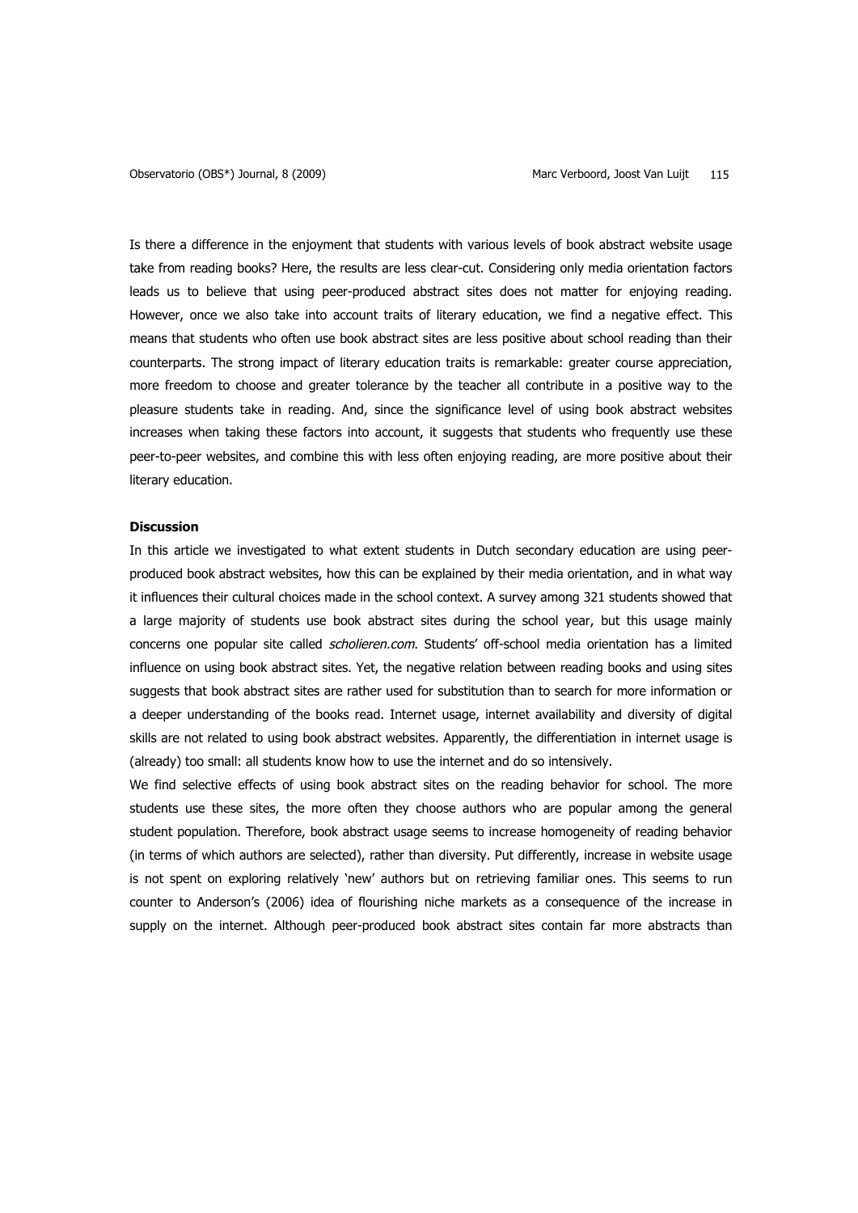Is there a difference in the enjoyment that students with various levels of book abstract website usage take from reading books? Here, the results are less clear-cut. Considering only media orientation factors leads us to believe that using peer-produced abstract sites does not matter for enjoying reading. However, once we also take into account traits of literary education, we find a negative effect. This means that students who often use book abstract sites are less positive about school reading than their counterparts. The strong impact of literary education traits is remarkable: greater course appreciation, more freedom to choose and greater tolerance by the teacher all contribute in a positive way to the pleasure students take in reading. And, since the significance level of using book abstract websites increases when taking these factors into account, it suggests that students who frequently use these peer-to-peer websites, and combine this with less often enjoying reading, are more positive about their literary education.

**Discussion**

In this article we investigated to what extent students in Dutch secondary education are using peer-produced book abstract websites, how this can be explained by their media orientation, and in what way it influences their cultural choices made in the school context. A survey among 321 students showed that a large majority of students use book abstract sites during the school year, but this usage mainly concerns one popular site called *scholieren.com*. Students' off-school media orientation has a limited influence on using book abstract sites. Yet, the negative relation between reading books and using sites suggests that book abstract sites are rather used for substitution than to search for more information or a deeper understanding of the books read. Internet usage, internet availability and diversity of digital skills are not related to using book abstract websites. Apparently, the differentiation in internet usage is (already) too small: all students know how to use the internet and do so intensively.

We find selective effects of using book abstract sites on the reading behavior for school. The more students use these sites, the more often they choose authors who are popular among the general student population. Therefore, book abstract usage seems to increase homogeneity of reading behavior (in terms of which authors are selected), rather than diversity. Put differently, increase in website usage is not spent on exploring relatively 'new' authors but on retrieving familiar ones. This seems to run counter to Anderson's (2006) idea of flourishing niche markets as a consequence of the increase in supply on the internet. Although peer-produced book abstract sites contain far more abstracts than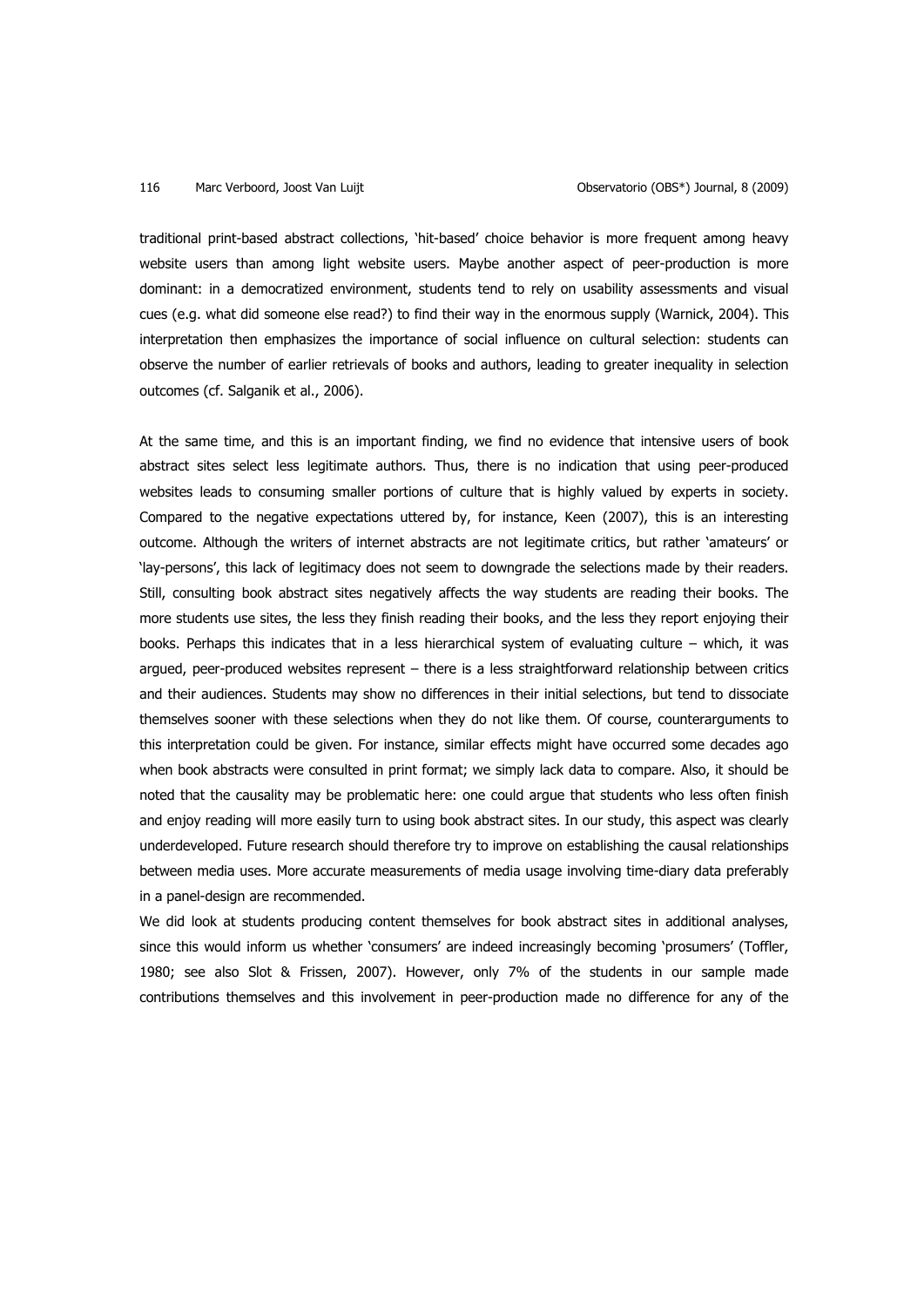traditional print-based abstract collections, 'hit-based' choice behavior is more frequent among heavy website users than among light website users. Maybe another aspect of peer-production is more dominant: in a democratized environment, students tend to rely on usability assessments and visual cues (e.g. what did someone else read?) to find their way in the enormous supply (Warnick, 2004). This interpretation then emphasizes the importance of social influence on cultural selection: students can observe the number of earlier retrievals of books and authors, leading to greater inequality in selection outcomes (cf. Salganik et al., 2006).

At the same time, and this is an important finding, we find no evidence that intensive users of book abstract sites select less legitimate authors. Thus, there is no indication that using peer-produced websites leads to consuming smaller portions of culture that is highly valued by experts in society. Compared to the negative expectations uttered by, for instance, Keen (2007), this is an interesting outcome. Although the writers of internet abstracts are not legitimate critics, but rather 'amateurs' or 'lay-persons', this lack of legitimacy does not seem to downgrade the selections made by their readers. Still, consulting book abstract sites negatively affects the way students are reading their books. The more students use sites, the less they finish reading their books, and the less they report enjoying their books. Perhaps this indicates that in a less hierarchical system of evaluating culture – which, it was argued, peer-produced websites represent – there is a less straightforward relationship between critics and their audiences. Students may show no differences in their initial selections, but tend to dissociate themselves sooner with these selections when they do not like them. Of course, counterarguments to this interpretation could be given. For instance, similar effects might have occurred some decades ago when book abstracts were consulted in print format; we simply lack data to compare. Also, it should be noted that the causality may be problematic here: one could argue that students who less often finish and enjoy reading will more easily turn to using book abstract sites. In our study, this aspect was clearly underdeveloped. Future research should therefore try to improve on establishing the causal relationships between media uses. More accurate measurements of media usage involving time-diary data preferably in a panel-design are recommended.

We did look at students producing content themselves for book abstract sites in additional analyses, since this would inform us whether 'consumers' are indeed increasingly becoming 'prosumers' (Toffler, 1980; see also Slot & Frissen, 2007). However, only 7% of the students in our sample made contributions themselves and this involvement in peer-production made no difference for any of the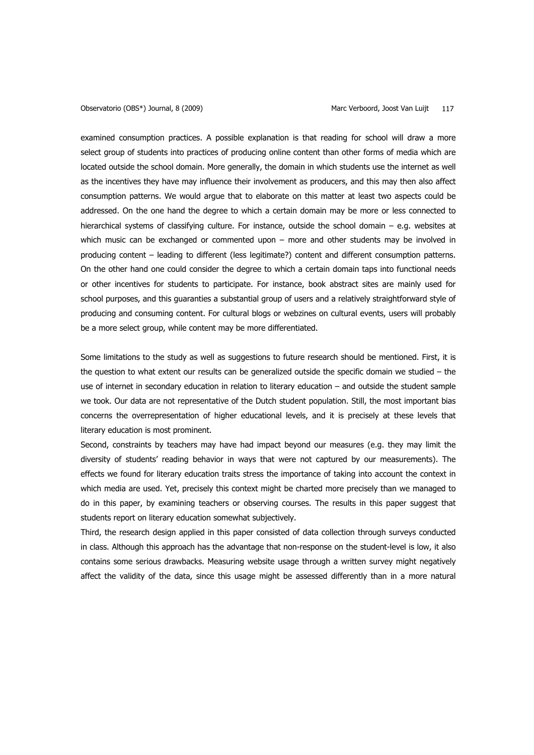examined consumption practices. A possible explanation is that reading for school will draw a more select group of students into practices of producing online content than other forms of media which are located outside the school domain. More generally, the domain in which students use the internet as well as the incentives they have may influence their involvement as producers, and this may then also affect consumption patterns. We would argue that to elaborate on this matter at least two aspects could be addressed. On the one hand the degree to which a certain domain may be more or less connected to hierarchical systems of classifying culture. For instance, outside the school domain – e.g. websites at which music can be exchanged or commented upon – more and other students may be involved in producing content – leading to different (less legitimate?) content and different consumption patterns. On the other hand one could consider the degree to which a certain domain taps into functional needs or other incentives for students to participate. For instance, book abstract sites are mainly used for school purposes, and this guaranties a substantial group of users and a relatively straightforward style of producing and consuming content. For cultural blogs or webzines on cultural events, users will probably be a more select group, while content may be more differentiated.

Some limitations to the study as well as suggestions to future research should be mentioned. First, it is the question to what extent our results can be generalized outside the specific domain we studied – the use of internet in secondary education in relation to literary education – and outside the student sample we took. Our data are not representative of the Dutch student population. Still, the most important bias concerns the overrepresentation of higher educational levels, and it is precisely at these levels that literary education is most prominent.

Second, constraints by teachers may have had impact beyond our measures (e.g. they may limit the diversity of students' reading behavior in ways that were not captured by our measurements). The effects we found for literary education traits stress the importance of taking into account the context in which media are used. Yet, precisely this context might be charted more precisely than we managed to do in this paper, by examining teachers or observing courses. The results in this paper suggest that students report on literary education somewhat subjectively.

Third, the research design applied in this paper consisted of data collection through surveys conducted in class. Although this approach has the advantage that non-response on the student-level is low, it also contains some serious drawbacks. Measuring website usage through a written survey might negatively affect the validity of the data, since this usage might be assessed differently than in a more natural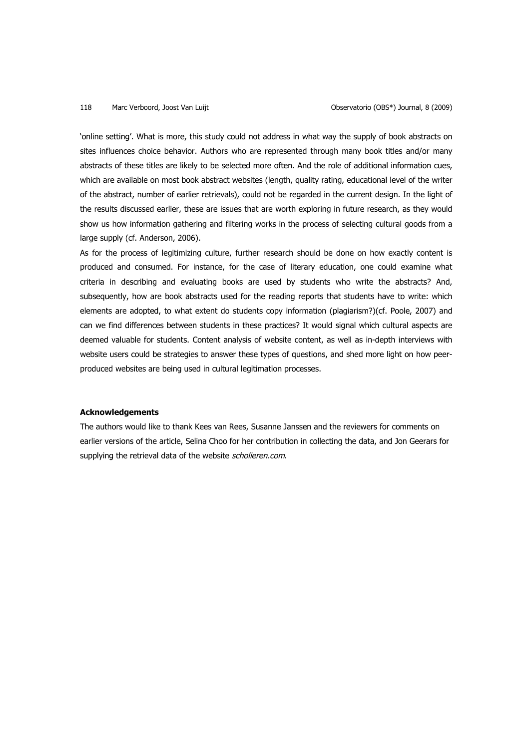'online setting'. What is more, this study could not address in what way the supply of book abstracts on sites influences choice behavior. Authors who are represented through many book titles and/or many abstracts of these titles are likely to be selected more often. And the role of additional information cues, which are available on most book abstract websites (length, quality rating, educational level of the writer of the abstract, number of earlier retrievals), could not be regarded in the current design. In the light of the results discussed earlier, these are issues that are worth exploring in future research, as they would show us how information gathering and filtering works in the process of selecting cultural goods from a large supply (cf. Anderson, 2006).

As for the process of legitimizing culture, further research should be done on how exactly content is produced and consumed. For instance, for the case of literary education, one could examine what criteria in describing and evaluating books are used by students who write the abstracts? And, subsequently, how are book abstracts used for the reading reports that students have to write: which elements are adopted, to what extent do students copy information (plagiarism?)(cf. Poole, 2007) and can we find differences between students in these practices? It would signal which cultural aspects are deemed valuable for students. Content analysis of website content, as well as in-depth interviews with website users could be strategies to answer these types of questions, and shed more light on how peer-produced websites are being used in cultural legitimation processes.

**Acknowledgements**

The authors would like to thank Kees van Rees, Susanne Janssen and the reviewers for comments on earlier versions of the article, Selina Choo for her contribution in collecting the data, and Jon Geerars for supplying the retrieval data of the website *scholieren.com*.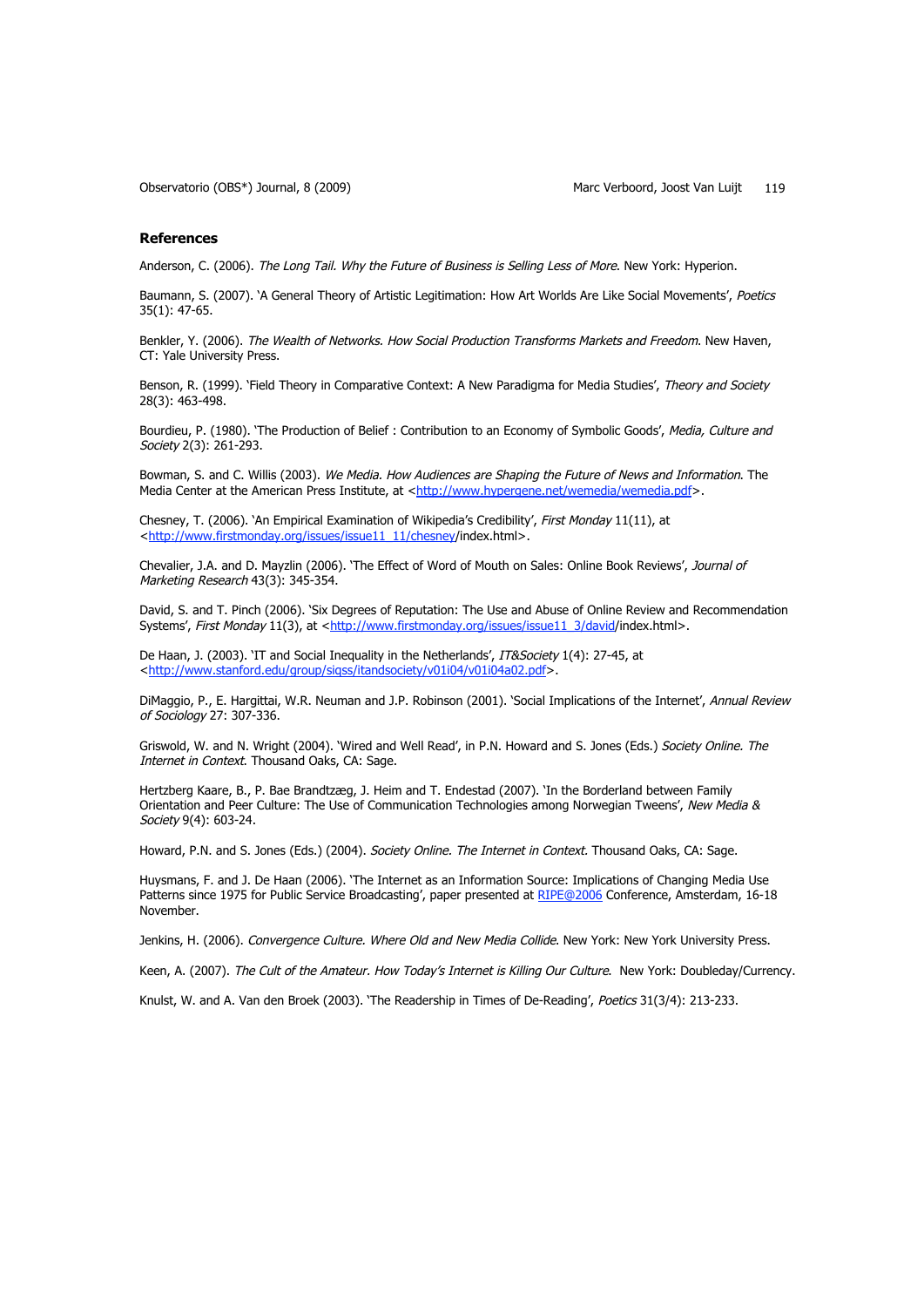## References

Anderson, C. (2006). *The Long Tail. Why the Future of Business is Selling Less of More*. New York: Hyperion.

Baumann, S. (2007). 'A General Theory of Artistic Legitimation: How Art Worlds Are Like Social Movements', *Poetics* 35(1): 47-65.

Benkler, Y. (2006). *The Wealth of Networks. How Social Production Transforms Markets and Freedom*. New Haven, CT: Yale University Press.

Benson, R. (1999). 'Field Theory in Comparative Context: A New Paradigma for Media Studies', *Theory and Society* 28(3): 463-498.

Bourdieu, P. (1980). 'The Production of Belief : Contribution to an Economy of Symbolic Goods', *Media, Culture and Society* 2(3): 261-293.

Bowman, S. and C. Willis (2003). *We Media. How Audiences are Shaping the Future of News and Information*. The Media Center at the American Press Institute, at <http://www.hypergene.net/wemedia/wemedia.pdf>.

Chesney, T. (2006). 'An Empirical Examination of Wikipedia's Credibility', *First Monday* 11(11), at <http://www.firstmonday.org/issues/issue11_11/chesney/index.html>.

Chevalier, J.A. and D. Mayzlin (2006). 'The Effect of Word of Mouth on Sales: Online Book Reviews', *Journal of Marketing Research* 43(3): 345-354.

David, S. and T. Pinch (2006). 'Six Degrees of Reputation: The Use and Abuse of Online Review and Recommendation Systems', *First Monday* 11(3), at <http://www.firstmonday.org/issues/issue11_3/david/index.html>.

De Haan, J. (2003). 'IT and Social Inequality in the Netherlands', *IT&Society* 1(4): 27-45, at <http://www.stanford.edu/group/siqss/itandsociety/v01i04/v01i04a02.pdf>.

DiMaggio, P., E. Hargittai, W.R. Neuman and J.P. Robinson (2001). 'Social Implications of the Internet', *Annual Review of Sociology* 27: 307-336.

Griswold, W. and N. Wright (2004). 'Wired and Well Read', in P.N. Howard and S. Jones (Eds.) *Society Online. The Internet in Context.* Thousand Oaks, CA: Sage.

Hertzberg Kaare, B., P. Bae Brandtzæg, J. Heim and T. Endestad (2007). 'In the Borderland between Family Orientation and Peer Culture: The Use of Communication Technologies among Norwegian Tweens', *New Media & Society* 9(4): 603-24.

Howard, P.N. and S. Jones (Eds.) (2004). *Society Online. The Internet in Context.* Thousand Oaks, CA: Sage.

Huysmans, F. and J. De Haan (2006). 'The Internet as an Information Source: Implications of Changing Media Use Patterns since 1975 for Public Service Broadcasting', paper presented at RIPE@2006 Conference, Amsterdam, 16-18 November.

Jenkins, H. (2006). *Convergence Culture. Where Old and New Media Collide*. New York: New York University Press.

Keen, A. (2007). *The Cult of the Amateur. How Today's Internet is Killing Our Culture.* New York: Doubleday/Currency.

Knulst, W. and A. Van den Broek (2003). 'The Readership in Times of De-Reading', *Poetics* 31(3/4): 213-233.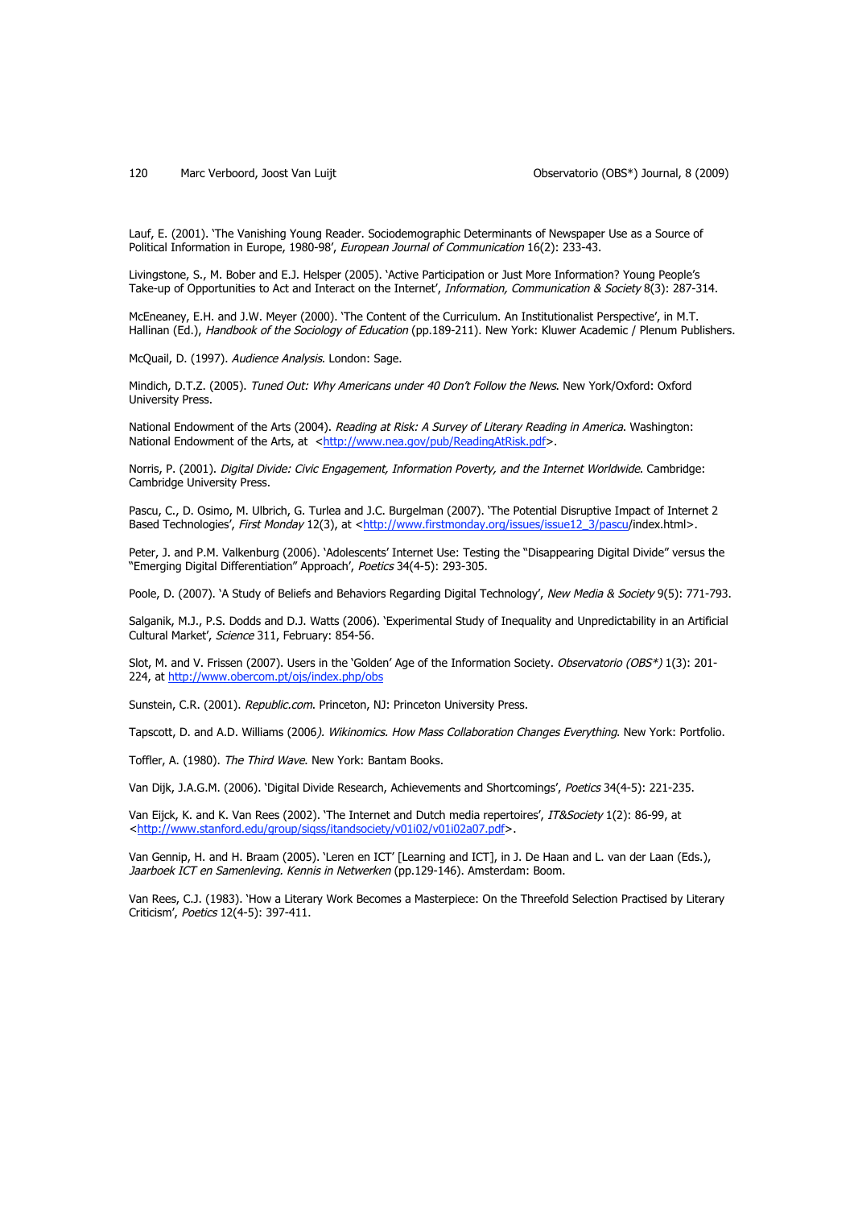Lauf, E. (2001). 'The Vanishing Young Reader. Sociodemographic Determinants of Newspaper Use as a Source of Political Information in Europe, 1980-98', *European Journal of Communication* 16(2): 233-43.

Livingstone, S., M. Bober and E.J. Helsper (2005). 'Active Participation or Just More Information? Young People's Take-up of Opportunities to Act and Interact on the Internet', *Information, Communication & Society* 8(3): 287-314.

McEneaney, E.H. and J.W. Meyer (2000). 'The Content of the Curriculum. An Institutionalist Perspective', in M.T. Hallinan (Ed.), *Handbook of the Sociology of Education* (pp.189-211). New York: Kluwer Academic / Plenum Publishers.

McQuail, D. (1997). *Audience Analysis*. London: Sage.

Mindich, D.T.Z. (2005). *Tuned Out: Why Americans under 40 Don't Follow the News*. New York/Oxford: Oxford University Press.

National Endowment of the Arts (2004). *Reading at Risk: A Survey of Literary Reading in America*. Washington: National Endowment of the Arts, at <http://www.nea.gov/pub/ReadingAtRisk.pdf>.

Norris, P. (2001). *Digital Divide: Civic Engagement, Information Poverty, and the Internet Worldwide*. Cambridge: Cambridge University Press.

Pascu, C., D. Osimo, M. Ulbrich, G. Turlea and J.C. Burgelman (2007). 'The Potential Disruptive Impact of Internet 2 Based Technologies', *First Monday* 12(3), at <http://www.firstmonday.org/issues/issue12_3/pascu/index.html>.

Peter, J. and P.M. Valkenburg (2006). 'Adolescents' Internet Use: Testing the "Disappearing Digital Divide" versus the "Emerging Digital Differentiation" Approach', *Poetics* 34(4-5): 293-305.

Poole, D. (2007). 'A Study of Beliefs and Behaviors Regarding Digital Technology', *New Media & Society* 9(5): 771-793.

Salganik, M.J., P.S. Dodds and D.J. Watts (2006). 'Experimental Study of Inequality and Unpredictability in an Artificial Cultural Market', *Science* 311, February: 854-56.

Slot, M. and V. Frissen (2007). Users in the 'Golden' Age of the Information Society. *Observatorio (OBS\*)* 1(3): 201-224, at http://www.obercom.pt/ojs/index.php/obs

Sunstein, C.R. (2001). *Republic.com*. Princeton, NJ: Princeton University Press.

Tapscott, D. and A.D. Williams (2006). *Wikinomics. How Mass Collaboration Changes Everything*. New York: Portfolio.

Toffler, A. (1980). *The Third Wave*. New York: Bantam Books.

Van Dijk, J.A.G.M. (2006). 'Digital Divide Research, Achievements and Shortcomings', *Poetics* 34(4-5): 221-235.

Van Eijck, K. and K. Van Rees (2002). 'The Internet and Dutch media repertoires', *IT&Society* 1(2): 86-99, at <http://www.stanford.edu/group/siqss/itandsociety/v01i02/v01i02a07.pdf>.

Van Gennip, H. and H. Braam (2005). 'Leren en ICT' [Learning and ICT], in J. De Haan and L. van der Laan (Eds.), *Jaarboek ICT en Samenleving. Kennis in Netwerken* (pp.129-146). Amsterdam: Boom.

Van Rees, C.J. (1983). 'How a Literary Work Becomes a Masterpiece: On the Threefold Selection Practised by Literary Criticism', *Poetics* 12(4-5): 397-411.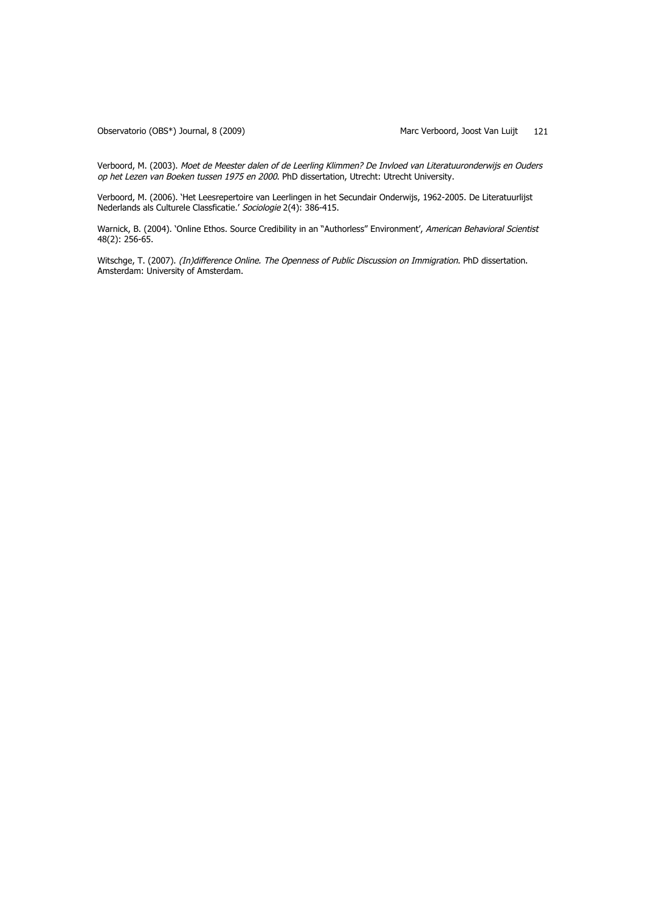Verboord, M. (2003). *Moet de Meester dalen of de Leerling Klimmen? De Invloed van Literatuuronderwijs en Ouders op het Lezen van Boeken tussen 1975 en 2000*. PhD dissertation, Utrecht: Utrecht University.

Verboord, M. (2006). 'Het Leesrepertoire van Leerlingen in het Secundair Onderwijs, 1962-2005. De Literatuurlijst Nederlands als Culturele Classficatie.' *Sociologie* 2(4): 386-415.

Warnick, B. (2004). 'Online Ethos. Source Credibility in an "Authorless" Environment', *American Behavioral Scientist* 48(2): 256-65.

Witschge, T. (2007). *(In)difference Online. The Openness of Public Discussion on Immigration*. PhD dissertation. Amsterdam: University of Amsterdam.